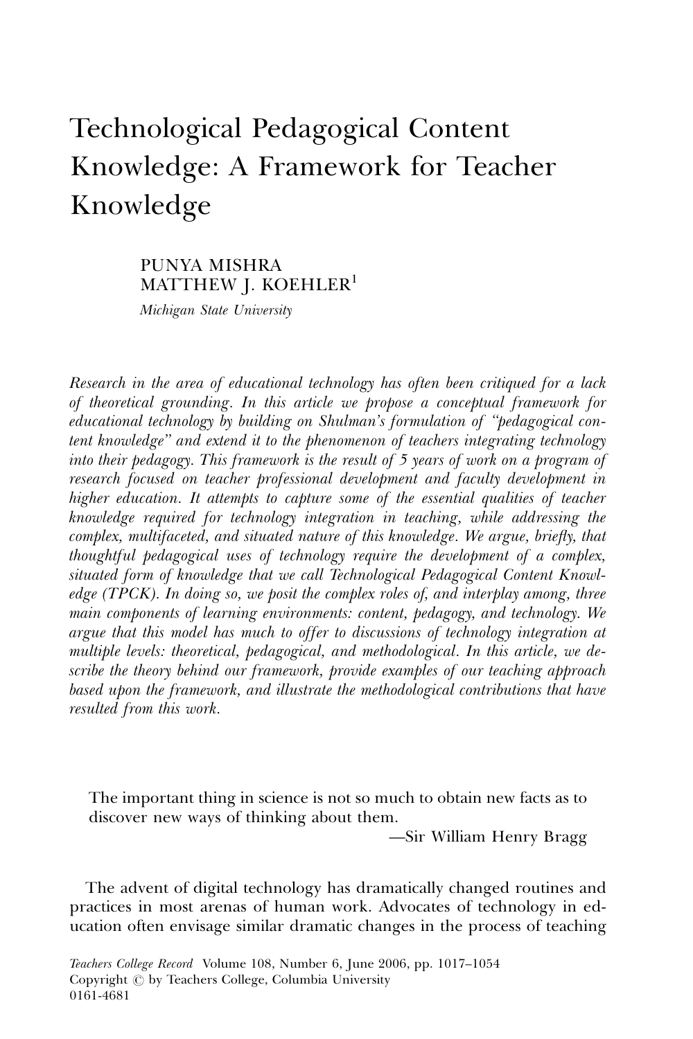# Technological Pedagogical Content Knowledge: A Framework for Teacher Knowledge

PUNYA MISHRA
MATTHEW J. KOEHLER[1]

*Michigan State University*

*Research in the area of educational technology has often been critiqued for a lack of theoretical grounding. In this article we propose a conceptual framework for educational technology by building on Shulman's formulation of "pedagogical content knowledge" and extend it to the phenomenon of teachers integrating technology into their pedagogy. This framework is the result of 5 years of work on a program of research focused on teacher professional development and faculty development in higher education. It attempts to capture some of the essential qualities of teacher knowledge required for technology integration in teaching, while addressing the complex, multifaceted, and situated nature of this knowledge. We argue, briefly, that thoughtful pedagogical uses of technology require the development of a complex, situated form of knowledge that we call Technological Pedagogical Content Knowledge (TPCK). In doing so, we posit the complex roles of, and interplay among, three main components of learning environments: content, pedagogy, and technology. We argue that this model has much to offer to discussions of technology integration at multiple levels: theoretical, pedagogical, and methodological. In this article, we describe the theory behind our framework, provide examples of our teaching approach based upon the framework, and illustrate the methodological contributions that have resulted from this work.*

> The important thing in science is not so much to obtain new facts as to discover new ways of thinking about them.
>
> —Sir William Henry Bragg

The advent of digital technology has dramatically changed routines and practices in most arenas of human work. Advocates of technology in education often envisage similar dramatic changes in the process of teaching

*Teachers College Record* Volume 108, Number 6, June 2006, pp. 1017–1054
Copyright © by Teachers College, Columbia University
0161-4681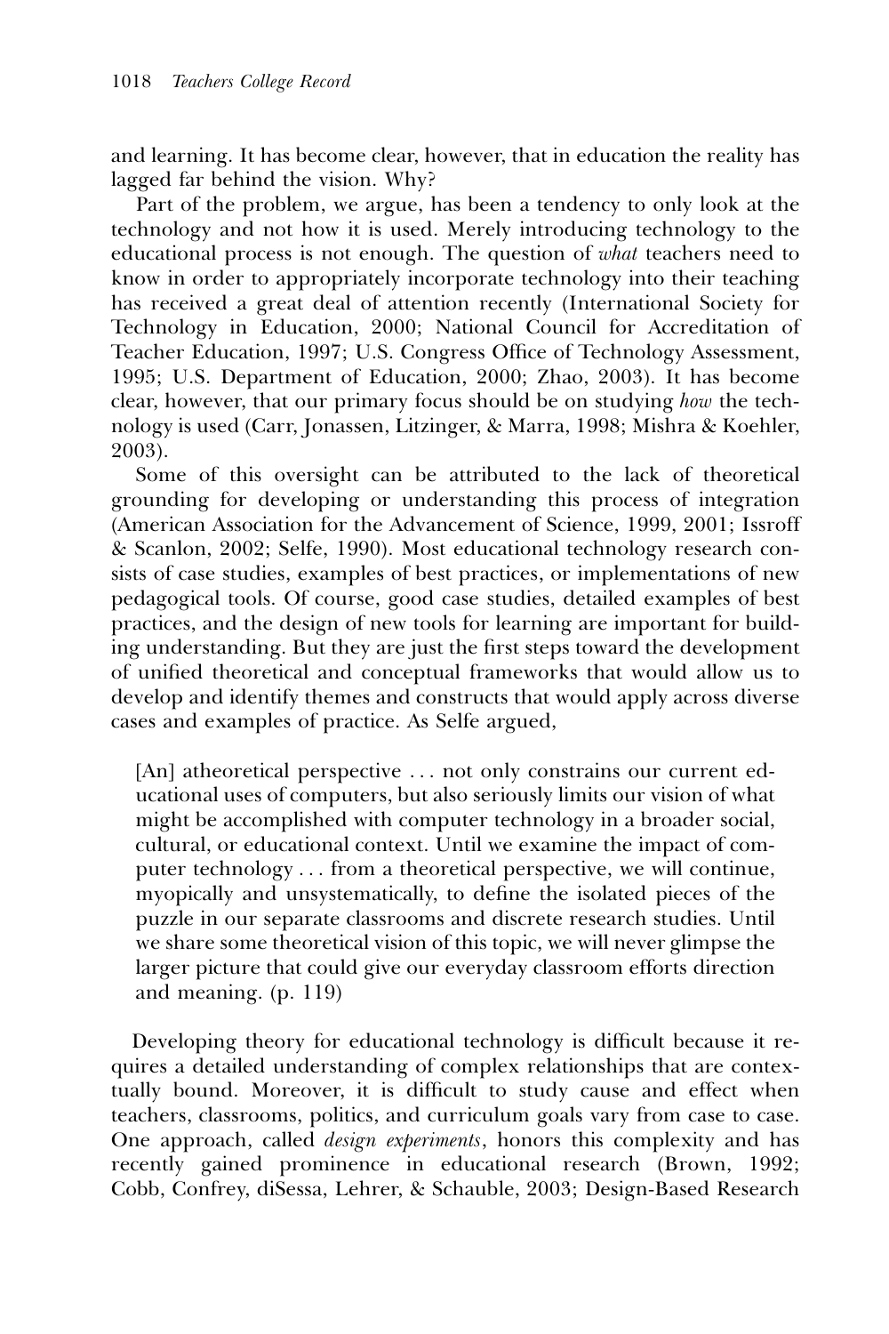and learning. It has become clear, however, that in education the reality has lagged far behind the vision. Why?

Part of the problem, we argue, has been a tendency to only look at the technology and not how it is used. Merely introducing technology to the educational process is not enough. The question of *what* teachers need to know in order to appropriately incorporate technology into their teaching has received a great deal of attention recently (International Society for Technology in Education, 2000; National Council for Accreditation of Teacher Education, 1997; U.S. Congress Office of Technology Assessment, 1995; U.S. Department of Education, 2000; Zhao, 2003). It has become clear, however, that our primary focus should be on studying *how* the technology is used (Carr, Jonassen, Litzinger, & Marra, 1998; Mishra & Koehler, 2003).

Some of this oversight can be attributed to the lack of theoretical grounding for developing or understanding this process of integration (American Association for the Advancement of Science, 1999, 2001; Issroff & Scanlon, 2002; Selfe, 1990). Most educational technology research consists of case studies, examples of best practices, or implementations of new pedagogical tools. Of course, good case studies, detailed examples of best practices, and the design of new tools for learning are important for building understanding. But they are just the first steps toward the development of unified theoretical and conceptual frameworks that would allow us to develop and identify themes and constructs that would apply across diverse cases and examples of practice. As Selfe argued,

> [An] atheoretical perspective . . . not only constrains our current educational uses of computers, but also seriously limits our vision of what might be accomplished with computer technology in a broader social, cultural, or educational context. Until we examine the impact of computer technology . . . from a theoretical perspective, we will continue, myopically and unsystematically, to define the isolated pieces of the puzzle in our separate classrooms and discrete research studies. Until we share some theoretical vision of this topic, we will never glimpse the larger picture that could give our everyday classroom efforts direction and meaning. (p. 119)

Developing theory for educational technology is difficult because it requires a detailed understanding of complex relationships that are contextually bound. Moreover, it is difficult to study cause and effect when teachers, classrooms, politics, and curriculum goals vary from case to case. One approach, called *design experiments*, honors this complexity and has recently gained prominence in educational research (Brown, 1992; Cobb, Confrey, diSessa, Lehrer, & Schauble, 2003; Design-Based Research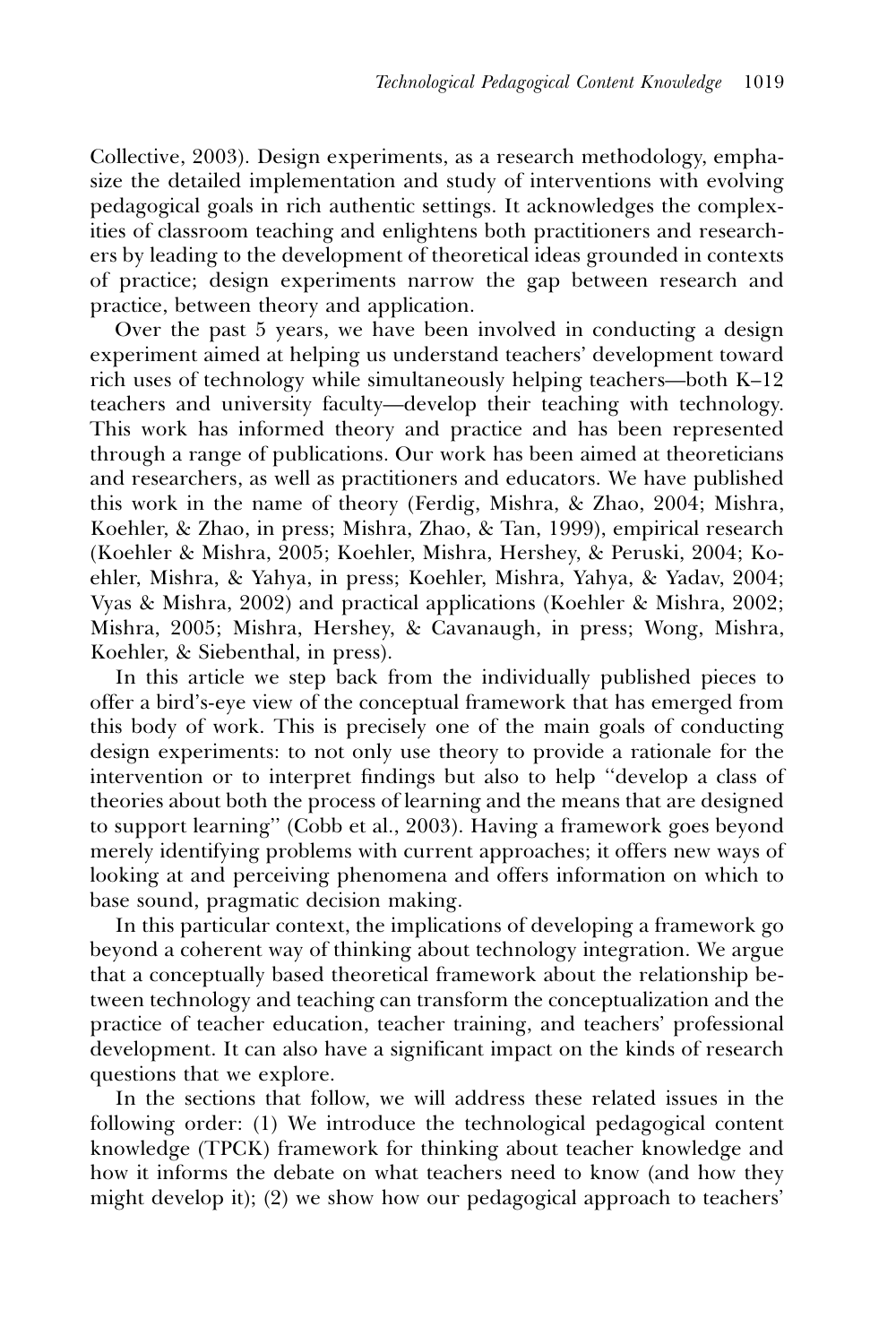Collective, 2003). Design experiments, as a research methodology, emphasize the detailed implementation and study of interventions with evolving pedagogical goals in rich authentic settings. It acknowledges the complexities of classroom teaching and enlightens both practitioners and researchers by leading to the development of theoretical ideas grounded in contexts of practice; design experiments narrow the gap between research and practice, between theory and application.

Over the past 5 years, we have been involved in conducting a design experiment aimed at helping us understand teachers' development toward rich uses of technology while simultaneously helping teachers—both K–12 teachers and university faculty—develop their teaching with technology. This work has informed theory and practice and has been represented through a range of publications. Our work has been aimed at theoreticians and researchers, as well as practitioners and educators. We have published this work in the name of theory (Ferdig, Mishra, & Zhao, 2004; Mishra, Koehler, & Zhao, in press; Mishra, Zhao, & Tan, 1999), empirical research (Koehler & Mishra, 2005; Koehler, Mishra, Hershey, & Peruski, 2004; Koehler, Mishra, & Yahya, in press; Koehler, Mishra, Yahya, & Yadav, 2004; Vyas & Mishra, 2002) and practical applications (Koehler & Mishra, 2002; Mishra, 2005; Mishra, Hershey, & Cavanaugh, in press; Wong, Mishra, Koehler, & Siebenthal, in press).

In this article we step back from the individually published pieces to offer a bird's-eye view of the conceptual framework that has emerged from this body of work. This is precisely one of the main goals of conducting design experiments: to not only use theory to provide a rationale for the intervention or to interpret findings but also to help "develop a class of theories about both the process of learning and the means that are designed to support learning" (Cobb et al., 2003). Having a framework goes beyond merely identifying problems with current approaches; it offers new ways of looking at and perceiving phenomena and offers information on which to base sound, pragmatic decision making.

In this particular context, the implications of developing a framework go beyond a coherent way of thinking about technology integration. We argue that a conceptually based theoretical framework about the relationship between technology and teaching can transform the conceptualization and the practice of teacher education, teacher training, and teachers' professional development. It can also have a significant impact on the kinds of research questions that we explore.

In the sections that follow, we will address these related issues in the following order: (1) We introduce the technological pedagogical content knowledge (TPCK) framework for thinking about teacher knowledge and how it informs the debate on what teachers need to know (and how they might develop it); (2) we show how our pedagogical approach to teachers'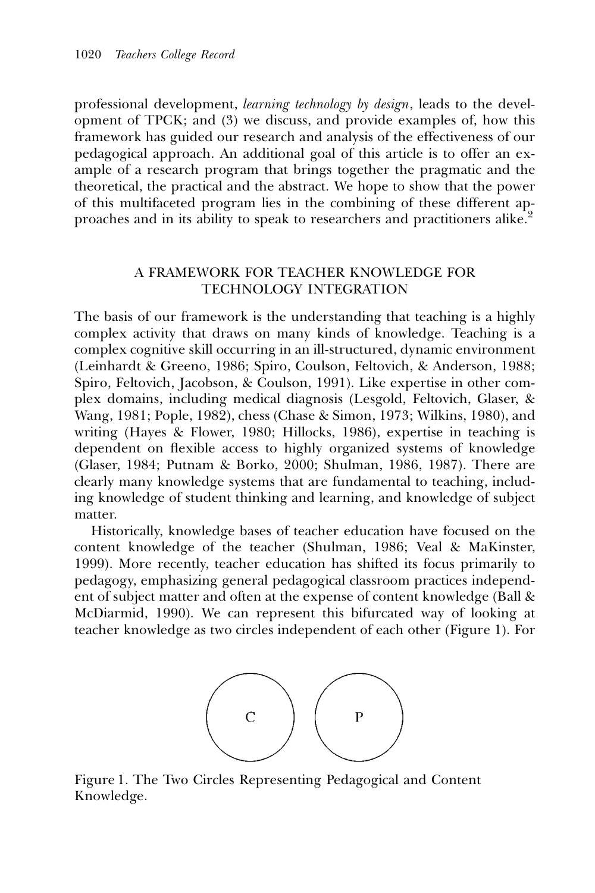professional development, *learning technology by design*, leads to the development of TPCK; and (3) we discuss, and provide examples of, how this framework has guided our research and analysis of the effectiveness of our pedagogical approach. An additional goal of this article is to offer an example of a research program that brings together the pragmatic and the theoretical, the practical and the abstract. We hope to show that the power of this multifaceted program lies in the combining of these different approaches and in its ability to speak to researchers and practitioners alike.[2]

## A FRAMEWORK FOR TEACHER KNOWLEDGE FOR TECHNOLOGY INTEGRATION

The basis of our framework is the understanding that teaching is a highly complex activity that draws on many kinds of knowledge. Teaching is a complex cognitive skill occurring in an ill-structured, dynamic environment (Leinhardt & Greeno, 1986; Spiro, Coulson, Feltovich, & Anderson, 1988; Spiro, Feltovich, Jacobson, & Coulson, 1991). Like expertise in other complex domains, including medical diagnosis (Lesgold, Feltovich, Glaser, & Wang, 1981; Pople, 1982), chess (Chase & Simon, 1973; Wilkins, 1980), and writing (Hayes & Flower, 1980; Hillocks, 1986), expertise in teaching is dependent on flexible access to highly organized systems of knowledge (Glaser, 1984; Putnam & Borko, 2000; Shulman, 1986, 1987). There are clearly many knowledge systems that are fundamental to teaching, including knowledge of student thinking and learning, and knowledge of subject matter.

Historically, knowledge bases of teacher education have focused on the content knowledge of the teacher (Shulman, 1986; Veal & MaKinster, 1999). More recently, teacher education has shifted its focus primarily to pedagogy, emphasizing general pedagogical classroom practices independent of subject matter and often at the expense of content knowledge (Ball & McDiarmid, 1990). We can represent this bifurcated way of looking at teacher knowledge as two circles independent of each other (Figure 1). For

C P

Figure 1. The Two Circles Representing Pedagogical and Content Knowledge.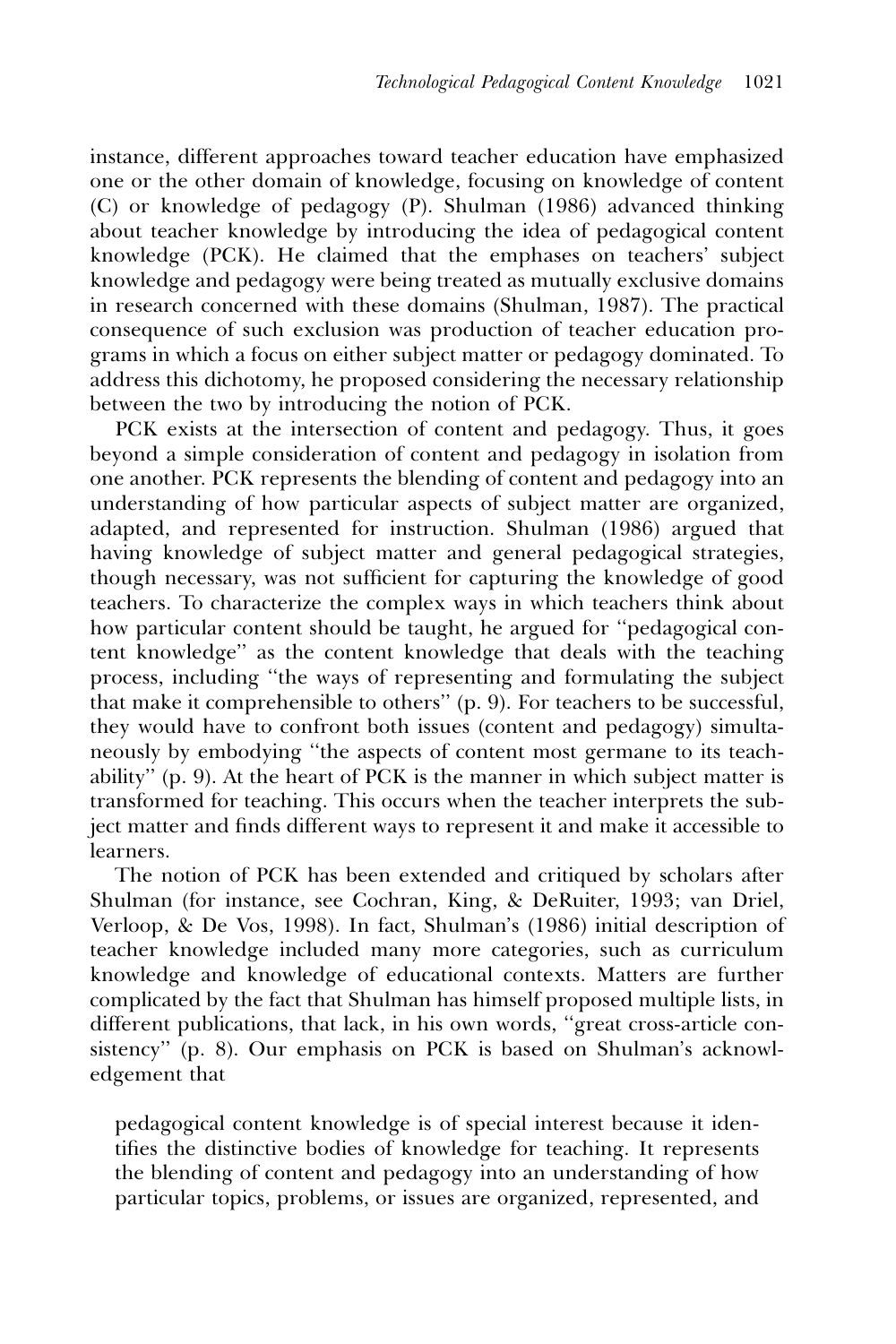instance, different approaches toward teacher education have emphasized one or the other domain of knowledge, focusing on knowledge of content (C) or knowledge of pedagogy (P). Shulman (1986) advanced thinking about teacher knowledge by introducing the idea of pedagogical content knowledge (PCK). He claimed that the emphases on teachers' subject knowledge and pedagogy were being treated as mutually exclusive domains in research concerned with these domains (Shulman, 1987). The practical consequence of such exclusion was production of teacher education programs in which a focus on either subject matter or pedagogy dominated. To address this dichotomy, he proposed considering the necessary relationship between the two by introducing the notion of PCK.

PCK exists at the intersection of content and pedagogy. Thus, it goes beyond a simple consideration of content and pedagogy in isolation from one another. PCK represents the blending of content and pedagogy into an understanding of how particular aspects of subject matter are organized, adapted, and represented for instruction. Shulman (1986) argued that having knowledge of subject matter and general pedagogical strategies, though necessary, was not sufficient for capturing the knowledge of good teachers. To characterize the complex ways in which teachers think about how particular content should be taught, he argued for "pedagogical content knowledge" as the content knowledge that deals with the teaching process, including "the ways of representing and formulating the subject that make it comprehensible to others" (p. 9). For teachers to be successful, they would have to confront both issues (content and pedagogy) simultaneously by embodying "the aspects of content most germane to its teachability" (p. 9). At the heart of PCK is the manner in which subject matter is transformed for teaching. This occurs when the teacher interprets the subject matter and finds different ways to represent it and make it accessible to learners.

The notion of PCK has been extended and critiqued by scholars after Shulman (for instance, see Cochran, King, & DeRuiter, 1993; van Driel, Verloop, & De Vos, 1998). In fact, Shulman's (1986) initial description of teacher knowledge included many more categories, such as curriculum knowledge and knowledge of educational contexts. Matters are further complicated by the fact that Shulman has himself proposed multiple lists, in different publications, that lack, in his own words, "great cross-article consistency" (p. 8). Our emphasis on PCK is based on Shulman's acknowledgement that

> pedagogical content knowledge is of special interest because it identifies the distinctive bodies of knowledge for teaching. It represents the blending of content and pedagogy into an understanding of how particular topics, problems, or issues are organized, represented, and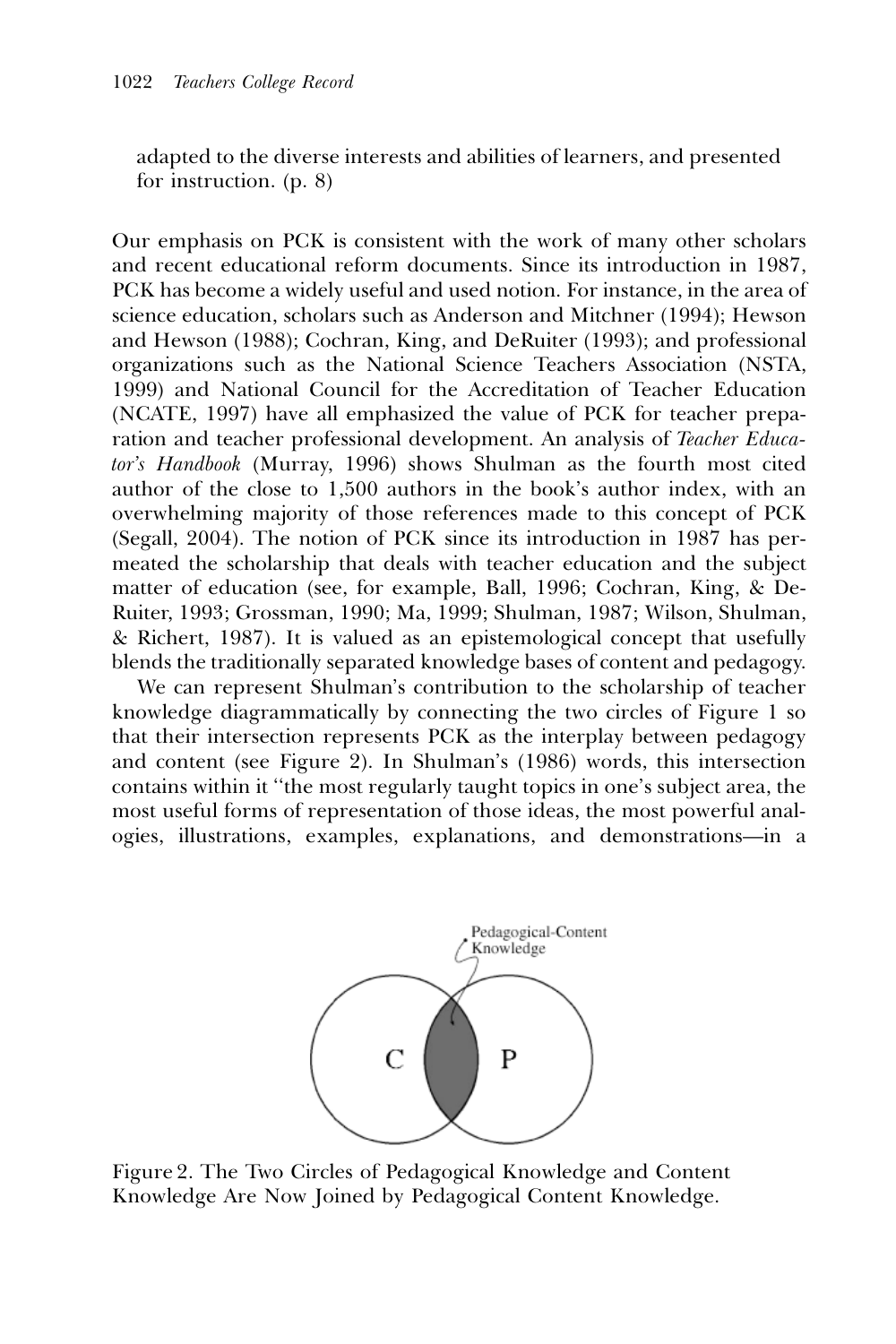adapted to the diverse interests and abilities of learners, and presented for instruction. (p. 8)

Our emphasis on PCK is consistent with the work of many other scholars and recent educational reform documents. Since its introduction in 1987, PCK has become a widely useful and used notion. For instance, in the area of science education, scholars such as Anderson and Mitchner (1994); Hewson and Hewson (1988); Cochran, King, and DeRuiter (1993); and professional organizations such as the National Science Teachers Association (NSTA, 1999) and National Council for the Accreditation of Teacher Education (NCATE, 1997) have all emphasized the value of PCK for teacher preparation and teacher professional development. An analysis of *Teacher Educator's Handbook* (Murray, 1996) shows Shulman as the fourth most cited author of the close to 1,500 authors in the book's author index, with an overwhelming majority of those references made to this concept of PCK (Segall, 2004). The notion of PCK since its introduction in 1987 has permeated the scholarship that deals with teacher education and the subject matter of education (see, for example, Ball, 1996; Cochran, King, & DeRuiter, 1993; Grossman, 1990; Ma, 1999; Shulman, 1987; Wilson, Shulman, & Richert, 1987). It is valued as an epistemological concept that usefully blends the traditionally separated knowledge bases of content and pedagogy.

We can represent Shulman's contribution to the scholarship of teacher knowledge diagrammatically by connecting the two circles of Figure 1 so that their intersection represents PCK as the interplay between pedagogy and content (see Figure 2). In Shulman's (1986) words, this intersection contains within it "the most regularly taught topics in one's subject area, the most useful forms of representation of those ideas, the most powerful analogies, illustrations, examples, explanations, and demonstrations—in a

Pedagogical-Content Knowledge

C P

Figure 2. The Two Circles of Pedagogical Knowledge and Content Knowledge Are Now Joined by Pedagogical Content Knowledge.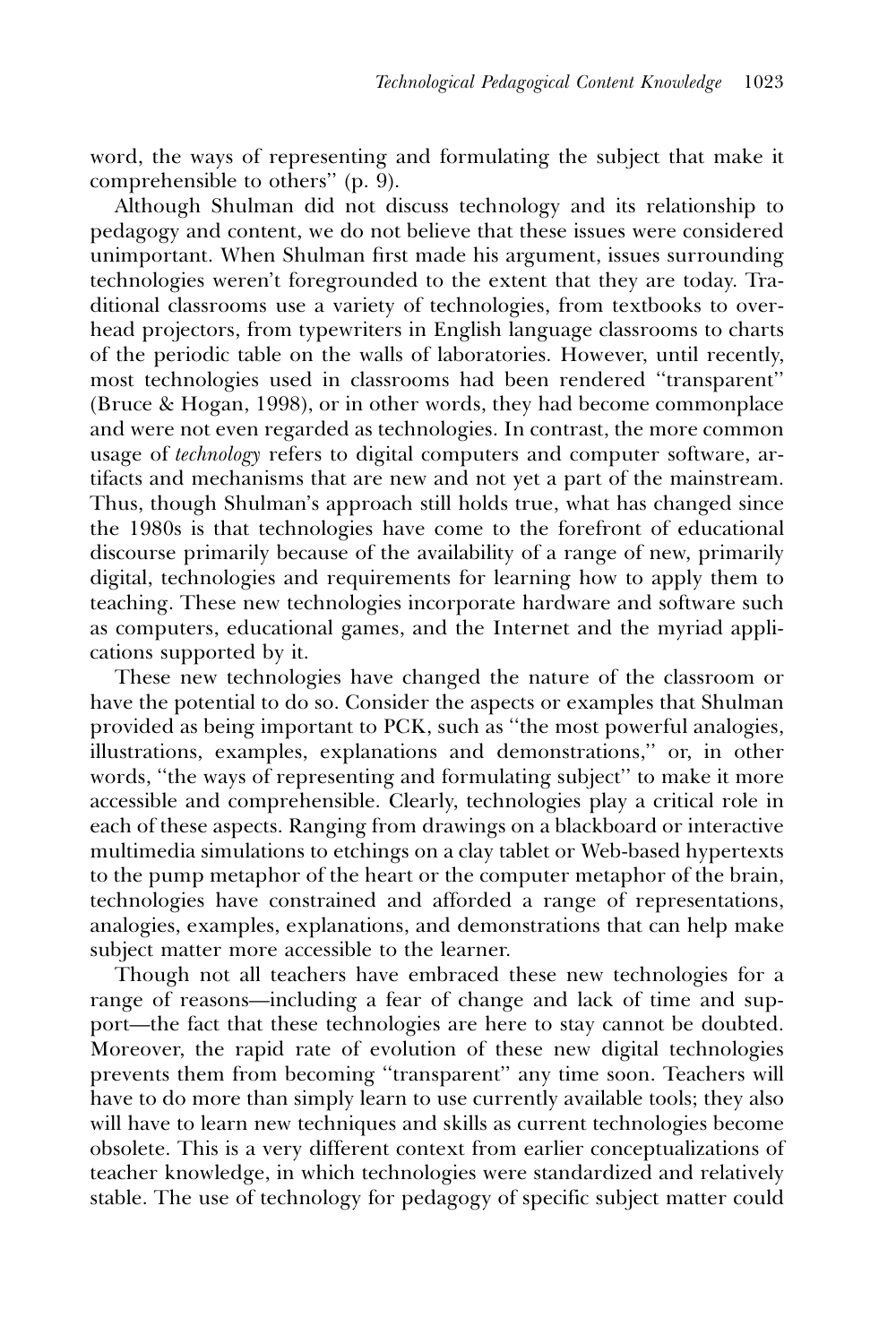word, the ways of representing and formulating the subject that make it comprehensible to others'' (p. 9).

Although Shulman did not discuss technology and its relationship to pedagogy and content, we do not believe that these issues were considered unimportant. When Shulman first made his argument, issues surrounding technologies weren't foregrounded to the extent that they are today. Traditional classrooms use a variety of technologies, from textbooks to overhead projectors, from typewriters in English language classrooms to charts of the periodic table on the walls of laboratories. However, until recently, most technologies used in classrooms had been rendered ''transparent'' (Bruce & Hogan, 1998), or in other words, they had become commonplace and were not even regarded as technologies. In contrast, the more common usage of *technology* refers to digital computers and computer software, artifacts and mechanisms that are new and not yet a part of the mainstream. Thus, though Shulman's approach still holds true, what has changed since the 1980s is that technologies have come to the forefront of educational discourse primarily because of the availability of a range of new, primarily digital, technologies and requirements for learning how to apply them to teaching. These new technologies incorporate hardware and software such as computers, educational games, and the Internet and the myriad applications supported by it.

These new technologies have changed the nature of the classroom or have the potential to do so. Consider the aspects or examples that Shulman provided as being important to PCK, such as ''the most powerful analogies, illustrations, examples, explanations and demonstrations,'' or, in other words, ''the ways of representing and formulating subject'' to make it more accessible and comprehensible. Clearly, technologies play a critical role in each of these aspects. Ranging from drawings on a blackboard or interactive multimedia simulations to etchings on a clay tablet or Web-based hypertexts to the pump metaphor of the heart or the computer metaphor of the brain, technologies have constrained and afforded a range of representations, analogies, examples, explanations, and demonstrations that can help make subject matter more accessible to the learner.

Though not all teachers have embraced these new technologies for a range of reasons—including a fear of change and lack of time and support—the fact that these technologies are here to stay cannot be doubted. Moreover, the rapid rate of evolution of these new digital technologies prevents them from becoming ''transparent'' any time soon. Teachers will have to do more than simply learn to use currently available tools; they also will have to learn new techniques and skills as current technologies become obsolete. This is a very different context from earlier conceptualizations of teacher knowledge, in which technologies were standardized and relatively stable. The use of technology for pedagogy of specific subject matter could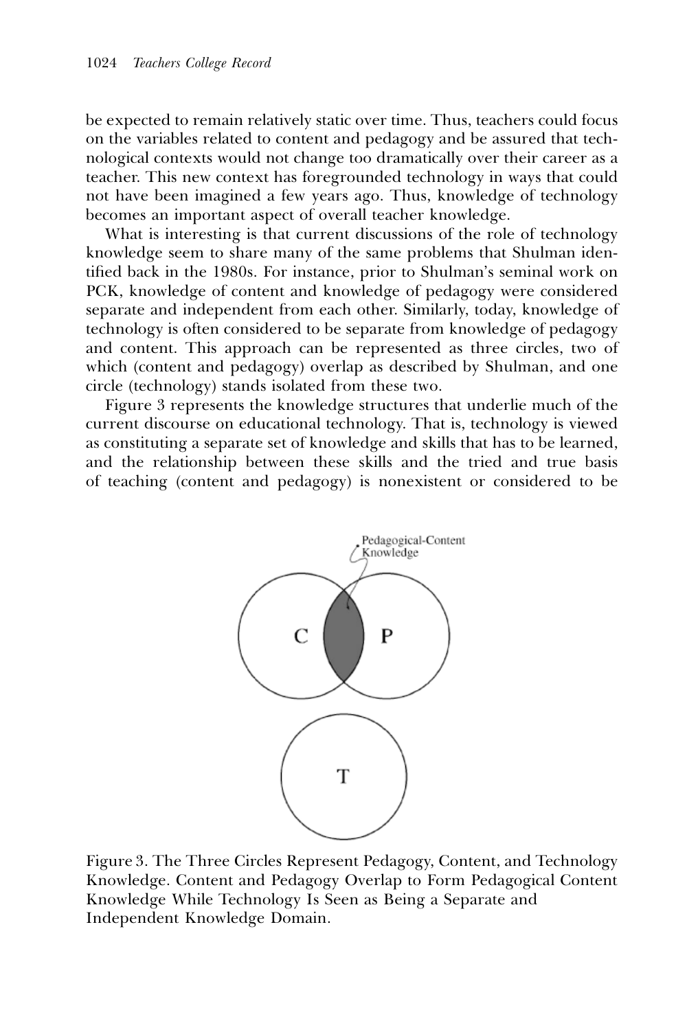be expected to remain relatively static over time. Thus, teachers could focus on the variables related to content and pedagogy and be assured that technological contexts would not change too dramatically over their career as a teacher. This new context has foregrounded technology in ways that could not have been imagined a few years ago. Thus, knowledge of technology becomes an important aspect of overall teacher knowledge.

What is interesting is that current discussions of the role of technology knowledge seem to share many of the same problems that Shulman identified back in the 1980s. For instance, prior to Shulman's seminal work on PCK, knowledge of content and knowledge of pedagogy were considered separate and independent from each other. Similarly, today, knowledge of technology is often considered to be separate from knowledge of pedagogy and content. This approach can be represented as three circles, two of which (content and pedagogy) overlap as described by Shulman, and one circle (technology) stands isolated from these two.

Figure 3 represents the knowledge structures that underlie much of the current discourse on educational technology. That is, technology is viewed as constituting a separate set of knowledge and skills that has to be learned, and the relationship between these skills and the tried and true basis of teaching (content and pedagogy) is nonexistent or considered to be

Figure 3. The Three Circles Represent Pedagogy, Content, and Technology Knowledge. Content and Pedagogy Overlap to Form Pedagogical Content Knowledge While Technology Is Seen as Being a Separate and Independent Knowledge Domain.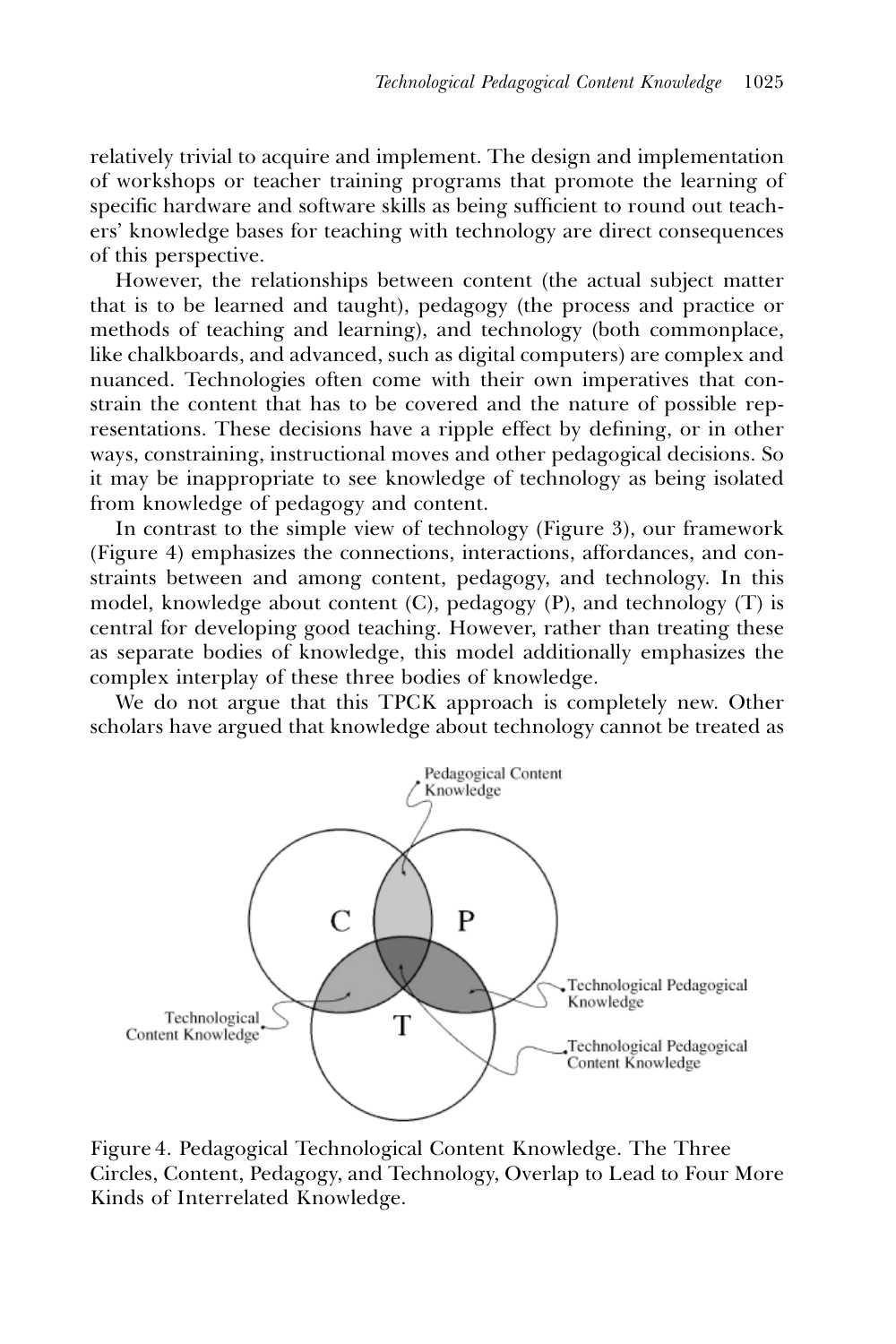relatively trivial to acquire and implement. The design and implementation of workshops or teacher training programs that promote the learning of specific hardware and software skills as being sufficient to round out teachers' knowledge bases for teaching with technology are direct consequences of this perspective.

However, the relationships between content (the actual subject matter that is to be learned and taught), pedagogy (the process and practice or methods of teaching and learning), and technology (both commonplace, like chalkboards, and advanced, such as digital computers) are complex and nuanced. Technologies often come with their own imperatives that constrain the content that has to be covered and the nature of possible representations. These decisions have a ripple effect by defining, or in other ways, constraining, instructional moves and other pedagogical decisions. So it may be inappropriate to see knowledge of technology as being isolated from knowledge of pedagogy and content.

In contrast to the simple view of technology (Figure 3), our framework (Figure 4) emphasizes the connections, interactions, affordances, and constraints between and among content, pedagogy, and technology. In this model, knowledge about content (C), pedagogy (P), and technology (T) is central for developing good teaching. However, rather than treating these as separate bodies of knowledge, this model additionally emphasizes the complex interplay of these three bodies of knowledge.

We do not argue that this TPCK approach is completely new. Other scholars have argued that knowledge about technology cannot be treated as

Figure 4. Pedagogical Technological Content Knowledge. The Three Circles, Content, Pedagogy, and Technology, Overlap to Lead to Four More Kinds of Interrelated Knowledge.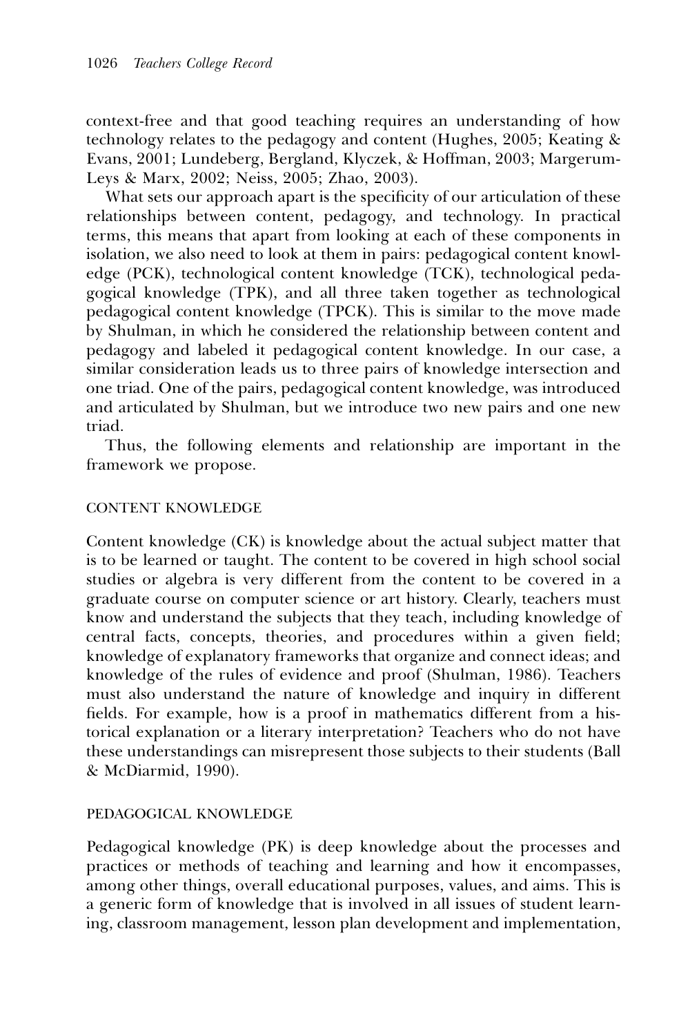context-free and that good teaching requires an understanding of how technology relates to the pedagogy and content (Hughes, 2005; Keating & Evans, 2001; Lundeberg, Bergland, Klyczek, & Hoffman, 2003; Margerum-Leys & Marx, 2002; Neiss, 2005; Zhao, 2003).

What sets our approach apart is the specificity of our articulation of these relationships between content, pedagogy, and technology. In practical terms, this means that apart from looking at each of these components in isolation, we also need to look at them in pairs: pedagogical content knowledge (PCK), technological content knowledge (TCK), technological pedagogical knowledge (TPK), and all three taken together as technological pedagogical content knowledge (TPCK). This is similar to the move made by Shulman, in which he considered the relationship between content and pedagogy and labeled it pedagogical content knowledge. In our case, a similar consideration leads us to three pairs of knowledge intersection and one triad. One of the pairs, pedagogical content knowledge, was introduced and articulated by Shulman, but we introduce two new pairs and one new triad.

Thus, the following elements and relationship are important in the framework we propose.

### CONTENT KNOWLEDGE

Content knowledge (CK) is knowledge about the actual subject matter that is to be learned or taught. The content to be covered in high school social studies or algebra is very different from the content to be covered in a graduate course on computer science or art history. Clearly, teachers must know and understand the subjects that they teach, including knowledge of central facts, concepts, theories, and procedures within a given field; knowledge of explanatory frameworks that organize and connect ideas; and knowledge of the rules of evidence and proof (Shulman, 1986). Teachers must also understand the nature of knowledge and inquiry in different fields. For example, how is a proof in mathematics different from a historical explanation or a literary interpretation? Teachers who do not have these understandings can misrepresent those subjects to their students (Ball & McDiarmid, 1990).

### PEDAGOGICAL KNOWLEDGE

Pedagogical knowledge (PK) is deep knowledge about the processes and practices or methods of teaching and learning and how it encompasses, among other things, overall educational purposes, values, and aims. This is a generic form of knowledge that is involved in all issues of student learning, classroom management, lesson plan development and implementation,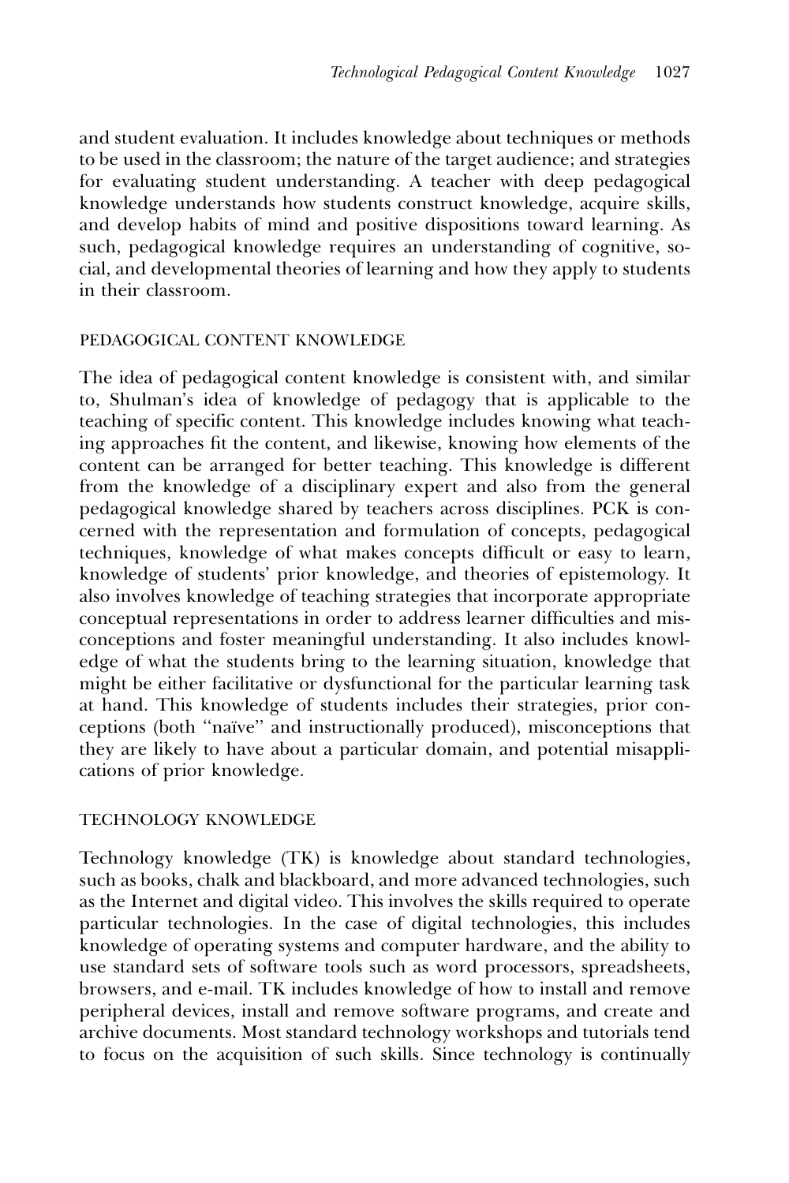and student evaluation. It includes knowledge about techniques or methods to be used in the classroom; the nature of the target audience; and strategies for evaluating student understanding. A teacher with deep pedagogical knowledge understands how students construct knowledge, acquire skills, and develop habits of mind and positive dispositions toward learning. As such, pedagogical knowledge requires an understanding of cognitive, social, and developmental theories of learning and how they apply to students in their classroom.

### PEDAGOGICAL CONTENT KNOWLEDGE

The idea of pedagogical content knowledge is consistent with, and similar to, Shulman's idea of knowledge of pedagogy that is applicable to the teaching of specific content. This knowledge includes knowing what teaching approaches fit the content, and likewise, knowing how elements of the content can be arranged for better teaching. This knowledge is different from the knowledge of a disciplinary expert and also from the general pedagogical knowledge shared by teachers across disciplines. PCK is concerned with the representation and formulation of concepts, pedagogical techniques, knowledge of what makes concepts difficult or easy to learn, knowledge of students' prior knowledge, and theories of epistemology. It also involves knowledge of teaching strategies that incorporate appropriate conceptual representations in order to address learner difficulties and misconceptions and foster meaningful understanding. It also includes knowledge of what the students bring to the learning situation, knowledge that might be either facilitative or dysfunctional for the particular learning task at hand. This knowledge of students includes their strategies, prior conceptions (both "naïve" and instructionally produced), misconceptions that they are likely to have about a particular domain, and potential misapplications of prior knowledge.

### TECHNOLOGY KNOWLEDGE

Technology knowledge (TK) is knowledge about standard technologies, such as books, chalk and blackboard, and more advanced technologies, such as the Internet and digital video. This involves the skills required to operate particular technologies. In the case of digital technologies, this includes knowledge of operating systems and computer hardware, and the ability to use standard sets of software tools such as word processors, spreadsheets, browsers, and e-mail. TK includes knowledge of how to install and remove peripheral devices, install and remove software programs, and create and archive documents. Most standard technology workshops and tutorials tend to focus on the acquisition of such skills. Since technology is continually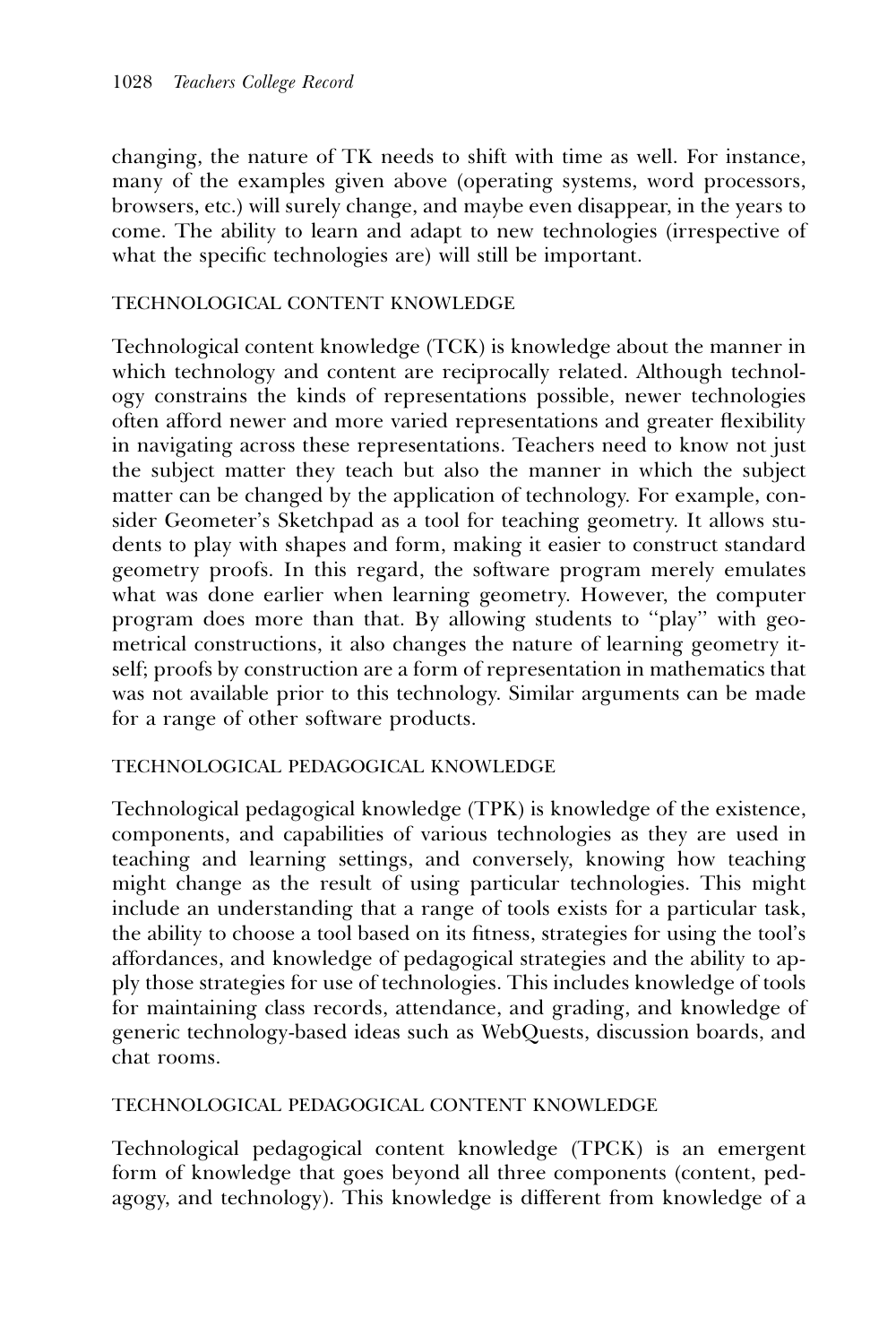changing, the nature of TK needs to shift with time as well. For instance, many of the examples given above (operating systems, word processors, browsers, etc.) will surely change, and maybe even disappear, in the years to come. The ability to learn and adapt to new technologies (irrespective of what the specific technologies are) will still be important.

### TECHNOLOGICAL CONTENT KNOWLEDGE

Technological content knowledge (TCK) is knowledge about the manner in which technology and content are reciprocally related. Although technology constrains the kinds of representations possible, newer technologies often afford newer and more varied representations and greater flexibility in navigating across these representations. Teachers need to know not just the subject matter they teach but also the manner in which the subject matter can be changed by the application of technology. For example, consider Geometer's Sketchpad as a tool for teaching geometry. It allows students to play with shapes and form, making it easier to construct standard geometry proofs. In this regard, the software program merely emulates what was done earlier when learning geometry. However, the computer program does more than that. By allowing students to "play" with geometrical constructions, it also changes the nature of learning geometry itself; proofs by construction are a form of representation in mathematics that was not available prior to this technology. Similar arguments can be made for a range of other software products.

### TECHNOLOGICAL PEDAGOGICAL KNOWLEDGE

Technological pedagogical knowledge (TPK) is knowledge of the existence, components, and capabilities of various technologies as they are used in teaching and learning settings, and conversely, knowing how teaching might change as the result of using particular technologies. This might include an understanding that a range of tools exists for a particular task, the ability to choose a tool based on its fitness, strategies for using the tool's affordances, and knowledge of pedagogical strategies and the ability to apply those strategies for use of technologies. This includes knowledge of tools for maintaining class records, attendance, and grading, and knowledge of generic technology-based ideas such as WebQuests, discussion boards, and chat rooms.

### TECHNOLOGICAL PEDAGOGICAL CONTENT KNOWLEDGE

Technological pedagogical content knowledge (TPCK) is an emergent form of knowledge that goes beyond all three components (content, pedagogy, and technology). This knowledge is different from knowledge of a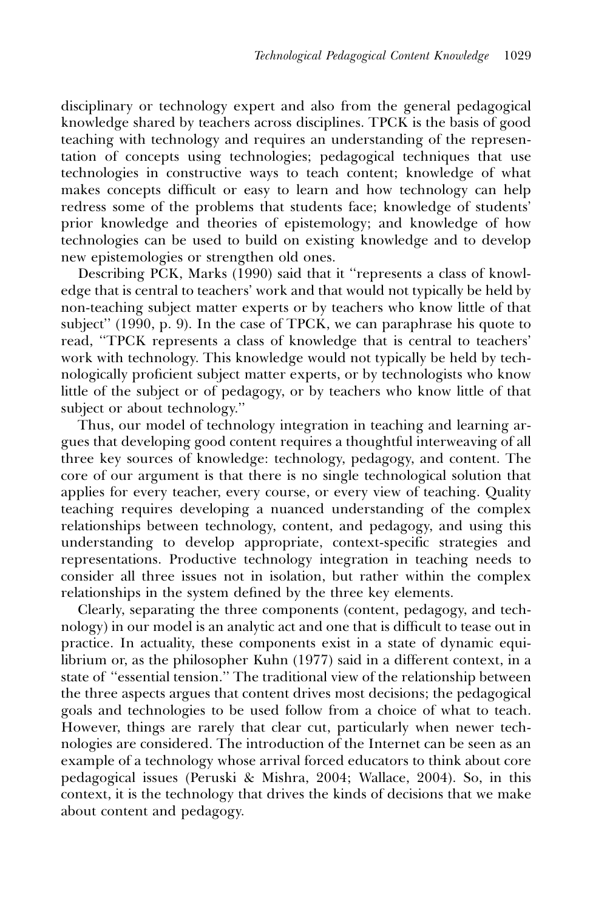disciplinary or technology expert and also from the general pedagogical knowledge shared by teachers across disciplines. TPCK is the basis of good teaching with technology and requires an understanding of the representation of concepts using technologies; pedagogical techniques that use technologies in constructive ways to teach content; knowledge of what makes concepts difficult or easy to learn and how technology can help redress some of the problems that students face; knowledge of students' prior knowledge and theories of epistemology; and knowledge of how technologies can be used to build on existing knowledge and to develop new epistemologies or strengthen old ones.

Describing PCK, Marks (1990) said that it ''represents a class of knowledge that is central to teachers' work and that would not typically be held by non-teaching subject matter experts or by teachers who know little of that subject'' (1990, p. 9). In the case of TPCK, we can paraphrase his quote to read, ''TPCK represents a class of knowledge that is central to teachers' work with technology. This knowledge would not typically be held by technologically proficient subject matter experts, or by technologists who know little of the subject or of pedagogy, or by teachers who know little of that subject or about technology.''

Thus, our model of technology integration in teaching and learning argues that developing good content requires a thoughtful interweaving of all three key sources of knowledge: technology, pedagogy, and content. The core of our argument is that there is no single technological solution that applies for every teacher, every course, or every view of teaching. Quality teaching requires developing a nuanced understanding of the complex relationships between technology, content, and pedagogy, and using this understanding to develop appropriate, context-specific strategies and representations. Productive technology integration in teaching needs to consider all three issues not in isolation, but rather within the complex relationships in the system defined by the three key elements.

Clearly, separating the three components (content, pedagogy, and technology) in our model is an analytic act and one that is difficult to tease out in practice. In actuality, these components exist in a state of dynamic equilibrium or, as the philosopher Kuhn (1977) said in a different context, in a state of ''essential tension.'' The traditional view of the relationship between the three aspects argues that content drives most decisions; the pedagogical goals and technologies to be used follow from a choice of what to teach. However, things are rarely that clear cut, particularly when newer technologies are considered. The introduction of the Internet can be seen as an example of a technology whose arrival forced educators to think about core pedagogical issues (Peruski & Mishra, 2004; Wallace, 2004). So, in this context, it is the technology that drives the kinds of decisions that we make about content and pedagogy.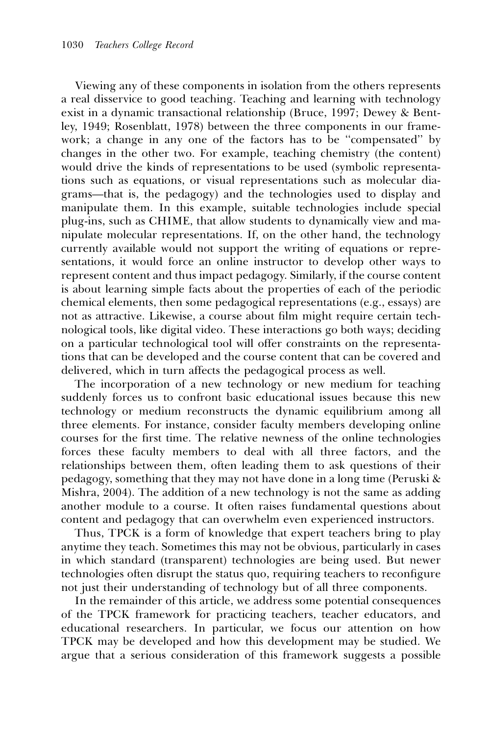Viewing any of these components in isolation from the others represents a real disservice to good teaching. Teaching and learning with technology exist in a dynamic transactional relationship (Bruce, 1997; Dewey & Bentley, 1949; Rosenblatt, 1978) between the three components in our framework; a change in any one of the factors has to be "compensated" by changes in the other two. For example, teaching chemistry (the content) would drive the kinds of representations to be used (symbolic representations such as equations, or visual representations such as molecular diagrams—that is, the pedagogy) and the technologies used to display and manipulate them. In this example, suitable technologies include special plug-ins, such as CHIME, that allow students to dynamically view and manipulate molecular representations. If, on the other hand, the technology currently available would not support the writing of equations or representations, it would force an online instructor to develop other ways to represent content and thus impact pedagogy. Similarly, if the course content is about learning simple facts about the properties of each of the periodic chemical elements, then some pedagogical representations (e.g., essays) are not as attractive. Likewise, a course about film might require certain technological tools, like digital video. These interactions go both ways; deciding on a particular technological tool will offer constraints on the representations that can be developed and the course content that can be covered and delivered, which in turn affects the pedagogical process as well.

The incorporation of a new technology or new medium for teaching suddenly forces us to confront basic educational issues because this new technology or medium reconstructs the dynamic equilibrium among all three elements. For instance, consider faculty members developing online courses for the first time. The relative newness of the online technologies forces these faculty members to deal with all three factors, and the relationships between them, often leading them to ask questions of their pedagogy, something that they may not have done in a long time (Peruski & Mishra, 2004). The addition of a new technology is not the same as adding another module to a course. It often raises fundamental questions about content and pedagogy that can overwhelm even experienced instructors.

Thus, TPCK is a form of knowledge that expert teachers bring to play anytime they teach. Sometimes this may not be obvious, particularly in cases in which standard (transparent) technologies are being used. But newer technologies often disrupt the status quo, requiring teachers to reconfigure not just their understanding of technology but of all three components.

In the remainder of this article, we address some potential consequences of the TPCK framework for practicing teachers, teacher educators, and educational researchers. In particular, we focus our attention on how TPCK may be developed and how this development may be studied. We argue that a serious consideration of this framework suggests a possible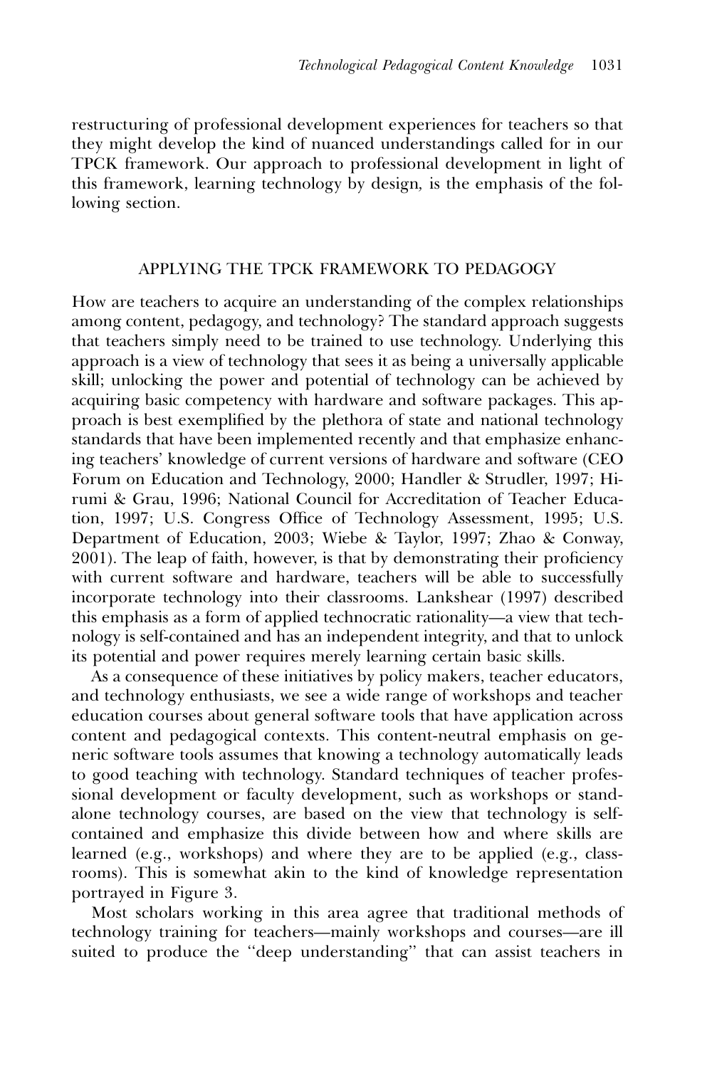restructuring of professional development experiences for teachers so that they might develop the kind of nuanced understandings called for in our TPCK framework. Our approach to professional development in light of this framework, learning technology by design, is the emphasis of the following section.

## APPLYING THE TPCK FRAMEWORK TO PEDAGOGY

How are teachers to acquire an understanding of the complex relationships among content, pedagogy, and technology? The standard approach suggests that teachers simply need to be trained to use technology. Underlying this approach is a view of technology that sees it as being a universally applicable skill; unlocking the power and potential of technology can be achieved by acquiring basic competency with hardware and software packages. This approach is best exemplified by the plethora of state and national technology standards that have been implemented recently and that emphasize enhancing teachers' knowledge of current versions of hardware and software (CEO Forum on Education and Technology, 2000; Handler & Strudler, 1997; Hirumi & Grau, 1996; National Council for Accreditation of Teacher Education, 1997; U.S. Congress Office of Technology Assessment, 1995; U.S. Department of Education, 2003; Wiebe & Taylor, 1997; Zhao & Conway, 2001). The leap of faith, however, is that by demonstrating their proficiency with current software and hardware, teachers will be able to successfully incorporate technology into their classrooms. Lankshear (1997) described this emphasis as a form of applied technocratic rationality—a view that technology is self-contained and has an independent integrity, and that to unlock its potential and power requires merely learning certain basic skills.

As a consequence of these initiatives by policy makers, teacher educators, and technology enthusiasts, we see a wide range of workshops and teacher education courses about general software tools that have application across content and pedagogical contexts. This content-neutral emphasis on generic software tools assumes that knowing a technology automatically leads to good teaching with technology. Standard techniques of teacher professional development or faculty development, such as workshops or standalone technology courses, are based on the view that technology is self-contained and emphasize this divide between how and where skills are learned (e.g., workshops) and where they are to be applied (e.g., classrooms). This is somewhat akin to the kind of knowledge representation portrayed in Figure 3.

Most scholars working in this area agree that traditional methods of technology training for teachers—mainly workshops and courses—are ill suited to produce the "deep understanding" that can assist teachers in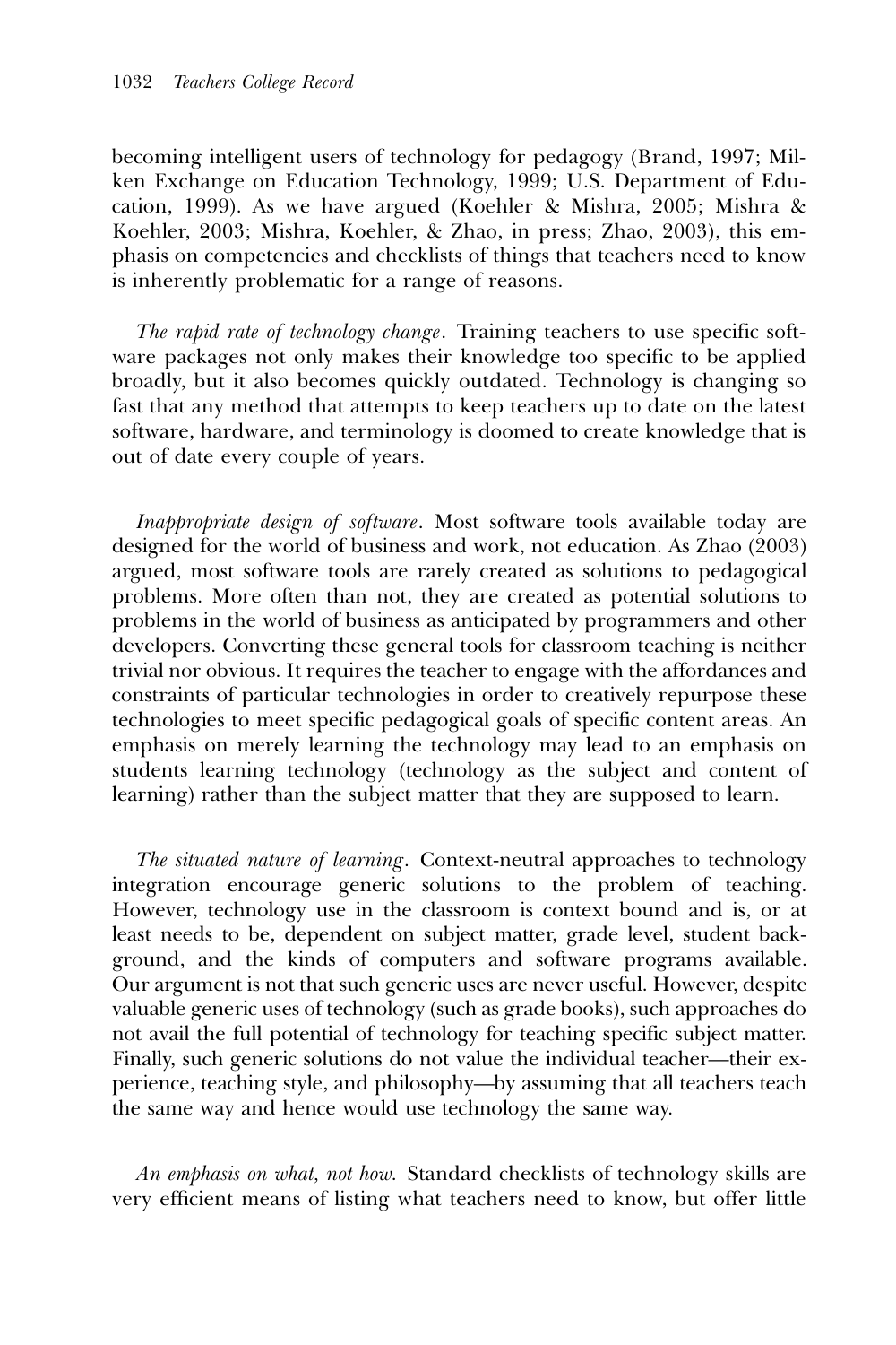becoming intelligent users of technology for pedagogy (Brand, 1997; Milken Exchange on Education Technology, 1999; U.S. Department of Education, 1999). As we have argued (Koehler & Mishra, 2005; Mishra & Koehler, 2003; Mishra, Koehler, & Zhao, in press; Zhao, 2003), this emphasis on competencies and checklists of things that teachers need to know is inherently problematic for a range of reasons.

*The rapid rate of technology change*. Training teachers to use specific software packages not only makes their knowledge too specific to be applied broadly, but it also becomes quickly outdated. Technology is changing so fast that any method that attempts to keep teachers up to date on the latest software, hardware, and terminology is doomed to create knowledge that is out of date every couple of years.

*Inappropriate design of software*. Most software tools available today are designed for the world of business and work, not education. As Zhao (2003) argued, most software tools are rarely created as solutions to pedagogical problems. More often than not, they are created as potential solutions to problems in the world of business as anticipated by programmers and other developers. Converting these general tools for classroom teaching is neither trivial nor obvious. It requires the teacher to engage with the affordances and constraints of particular technologies in order to creatively repurpose these technologies to meet specific pedagogical goals of specific content areas. An emphasis on merely learning the technology may lead to an emphasis on students learning technology (technology as the subject and content of learning) rather than the subject matter that they are supposed to learn.

*The situated nature of learning*. Context-neutral approaches to technology integration encourage generic solutions to the problem of teaching. However, technology use in the classroom is context bound and is, or at least needs to be, dependent on subject matter, grade level, student background, and the kinds of computers and software programs available. Our argument is not that such generic uses are never useful. However, despite valuable generic uses of technology (such as grade books), such approaches do not avail the full potential of technology for teaching specific subject matter. Finally, such generic solutions do not value the individual teacher—their experience, teaching style, and philosophy—by assuming that all teachers teach the same way and hence would use technology the same way.

*An emphasis on what, not how.* Standard checklists of technology skills are very efficient means of listing what teachers need to know, but offer little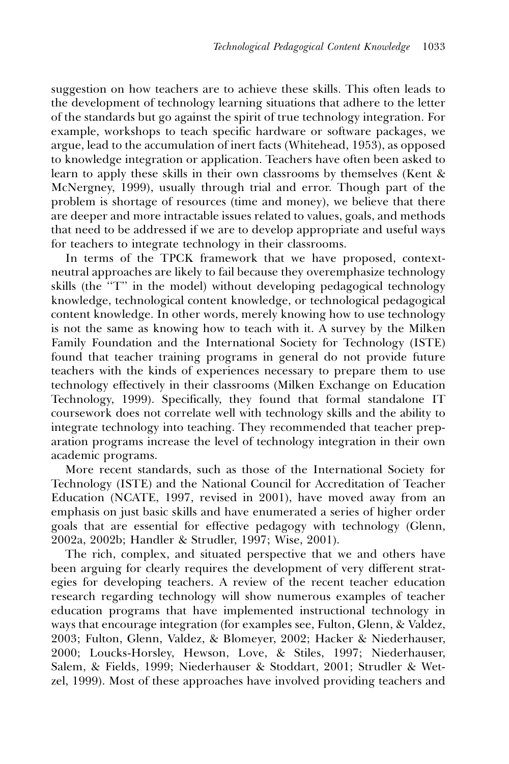suggestion on how teachers are to achieve these skills. This often leads to the development of technology learning situations that adhere to the letter of the standards but go against the spirit of true technology integration. For example, workshops to teach specific hardware or software packages, we argue, lead to the accumulation of inert facts (Whitehead, 1953), as opposed to knowledge integration or application. Teachers have often been asked to learn to apply these skills in their own classrooms by themselves (Kent & McNergney, 1999), usually through trial and error. Though part of the problem is shortage of resources (time and money), we believe that there are deeper and more intractable issues related to values, goals, and methods that need to be addressed if we are to develop appropriate and useful ways for teachers to integrate technology in their classrooms.

In terms of the TPCK framework that we have proposed, context-neutral approaches are likely to fail because they overemphasize technology skills (the "T" in the model) without developing pedagogical technology knowledge, technological content knowledge, or technological pedagogical content knowledge. In other words, merely knowing how to use technology is not the same as knowing how to teach with it. A survey by the Milken Family Foundation and the International Society for Technology (ISTE) found that teacher training programs in general do not provide future teachers with the kinds of experiences necessary to prepare them to use technology effectively in their classrooms (Milken Exchange on Education Technology, 1999). Specifically, they found that formal standalone IT coursework does not correlate well with technology skills and the ability to integrate technology into teaching. They recommended that teacher preparation programs increase the level of technology integration in their own academic programs.

More recent standards, such as those of the International Society for Technology (ISTE) and the National Council for Accreditation of Teacher Education (NCATE, 1997, revised in 2001), have moved away from an emphasis on just basic skills and have enumerated a series of higher order goals that are essential for effective pedagogy with technology (Glenn, 2002a, 2002b; Handler & Strudler, 1997; Wise, 2001).

The rich, complex, and situated perspective that we and others have been arguing for clearly requires the development of very different strategies for developing teachers. A review of the recent teacher education research regarding technology will show numerous examples of teacher education programs that have implemented instructional technology in ways that encourage integration (for examples see, Fulton, Glenn, & Valdez, 2003; Fulton, Glenn, Valdez, & Blomeyer, 2002; Hacker & Niederhauser, 2000; Loucks-Horsley, Hewson, Love, & Stiles, 1997; Niederhauser, Salem, & Fields, 1999; Niederhauser & Stoddart, 2001; Strudler & Wetzel, 1999). Most of these approaches have involved providing teachers and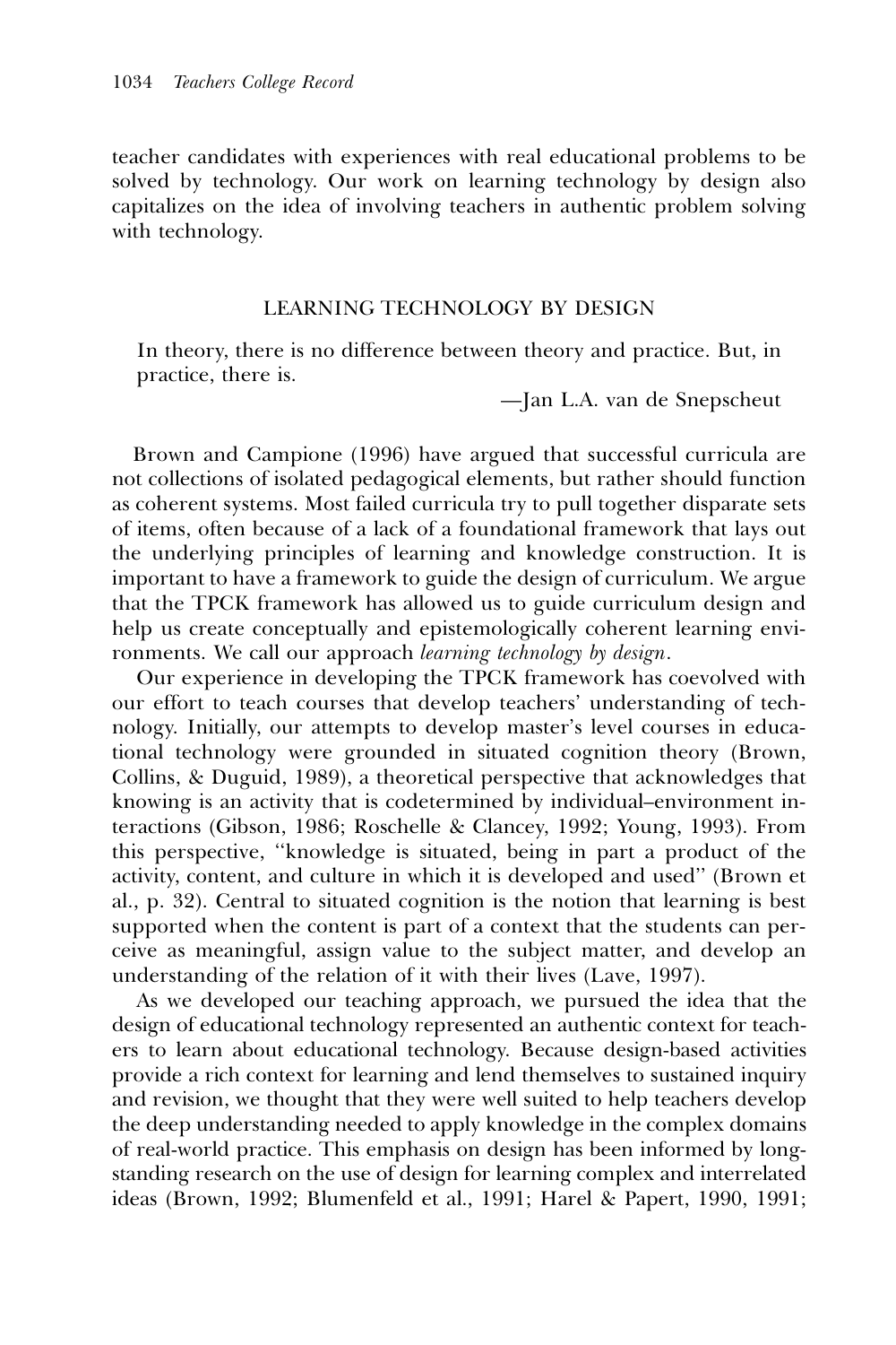teacher candidates with experiences with real educational problems to be solved by technology. Our work on learning technology by design also capitalizes on the idea of involving teachers in authentic problem solving with technology.

## LEARNING TECHNOLOGY BY DESIGN

> In theory, there is no difference between theory and practice. But, in practice, there is.
>
> —Jan L.A. van de Snepscheut

Brown and Campione (1996) have argued that successful curricula are not collections of isolated pedagogical elements, but rather should function as coherent systems. Most failed curricula try to pull together disparate sets of items, often because of a lack of a foundational framework that lays out the underlying principles of learning and knowledge construction. It is important to have a framework to guide the design of curriculum. We argue that the TPCK framework has allowed us to guide curriculum design and help us create conceptually and epistemologically coherent learning environments. We call our approach *learning technology by design*.

Our experience in developing the TPCK framework has coevolved with our effort to teach courses that develop teachers' understanding of technology. Initially, our attempts to develop master's level courses in educational technology were grounded in situated cognition theory (Brown, Collins, & Duguid, 1989), a theoretical perspective that acknowledges that knowing is an activity that is codetermined by individual–environment interactions (Gibson, 1986; Roschelle & Clancey, 1992; Young, 1993). From this perspective, "knowledge is situated, being in part a product of the activity, content, and culture in which it is developed and used" (Brown et al., p. 32). Central to situated cognition is the notion that learning is best supported when the content is part of a context that the students can perceive as meaningful, assign value to the subject matter, and develop an understanding of the relation of it with their lives (Lave, 1997).

As we developed our teaching approach, we pursued the idea that the design of educational technology represented an authentic context for teachers to learn about educational technology. Because design-based activities provide a rich context for learning and lend themselves to sustained inquiry and revision, we thought that they were well suited to help teachers develop the deep understanding needed to apply knowledge in the complex domains of real-world practice. This emphasis on design has been informed by long-standing research on the use of design for learning complex and interrelated ideas (Brown, 1992; Blumenfeld et al., 1991; Harel & Papert, 1990, 1991;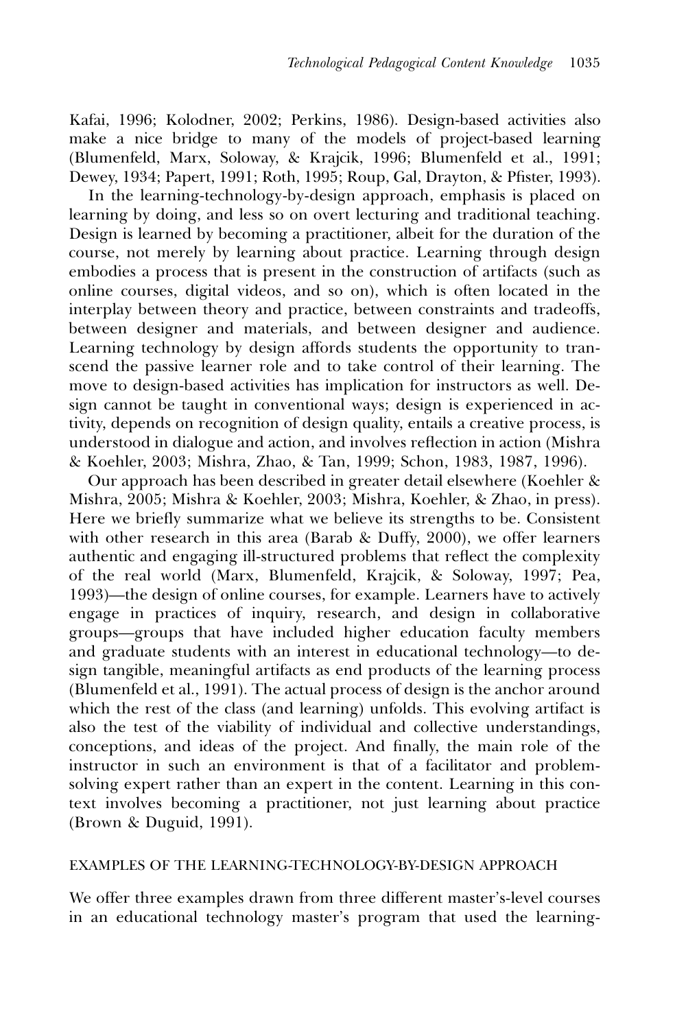Kafai, 1996; Kolodner, 2002; Perkins, 1986). Design-based activities also make a nice bridge to many of the models of project-based learning (Blumenfeld, Marx, Soloway, & Krajcik, 1996; Blumenfeld et al., 1991; Dewey, 1934; Papert, 1991; Roth, 1995; Roup, Gal, Drayton, & Pfister, 1993).

In the learning-technology-by-design approach, emphasis is placed on learning by doing, and less so on overt lecturing and traditional teaching. Design is learned by becoming a practitioner, albeit for the duration of the course, not merely by learning about practice. Learning through design embodies a process that is present in the construction of artifacts (such as online courses, digital videos, and so on), which is often located in the interplay between theory and practice, between constraints and tradeoffs, between designer and materials, and between designer and audience. Learning technology by design affords students the opportunity to transcend the passive learner role and to take control of their learning. The move to design-based activities has implication for instructors as well. Design cannot be taught in conventional ways; design is experienced in activity, depends on recognition of design quality, entails a creative process, is understood in dialogue and action, and involves reflection in action (Mishra & Koehler, 2003; Mishra, Zhao, & Tan, 1999; Schon, 1983, 1987, 1996).

Our approach has been described in greater detail elsewhere (Koehler & Mishra, 2005; Mishra & Koehler, 2003; Mishra, Koehler, & Zhao, in press). Here we briefly summarize what we believe its strengths to be. Consistent with other research in this area (Barab & Duffy, 2000), we offer learners authentic and engaging ill-structured problems that reflect the complexity of the real world (Marx, Blumenfeld, Krajcik, & Soloway, 1997; Pea, 1993)—the design of online courses, for example. Learners have to actively engage in practices of inquiry, research, and design in collaborative groups—groups that have included higher education faculty members and graduate students with an interest in educational technology—to design tangible, meaningful artifacts as end products of the learning process (Blumenfeld et al., 1991). The actual process of design is the anchor around which the rest of the class (and learning) unfolds. This evolving artifact is also the test of the viability of individual and collective understandings, conceptions, and ideas of the project. And finally, the main role of the instructor in such an environment is that of a facilitator and problem-solving expert rather than an expert in the content. Learning in this context involves becoming a practitioner, not just learning about practice (Brown & Duguid, 1991).

## EXAMPLES OF THE LEARNING-TECHNOLOGY-BY-DESIGN APPROACH

We offer three examples drawn from three different master's-level courses in an educational technology master's program that used the learning-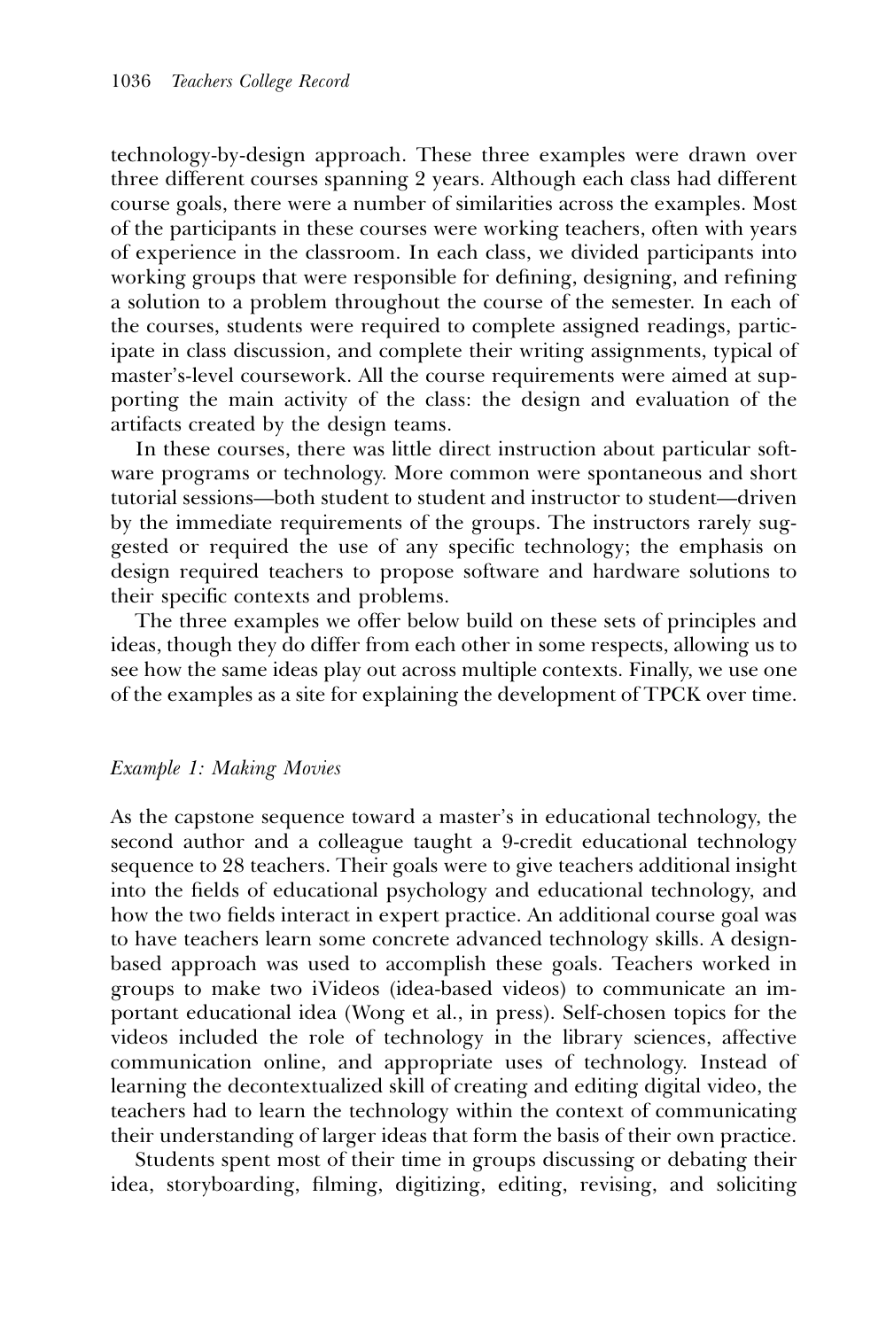technology-by-design approach. These three examples were drawn over three different courses spanning 2 years. Although each class had different course goals, there were a number of similarities across the examples. Most of the participants in these courses were working teachers, often with years of experience in the classroom. In each class, we divided participants into working groups that were responsible for defining, designing, and refining a solution to a problem throughout the course of the semester. In each of the courses, students were required to complete assigned readings, participate in class discussion, and complete their writing assignments, typical of master's-level coursework. All the course requirements were aimed at supporting the main activity of the class: the design and evaluation of the artifacts created by the design teams.

In these courses, there was little direct instruction about particular software programs or technology. More common were spontaneous and short tutorial sessions—both student to student and instructor to student—driven by the immediate requirements of the groups. The instructors rarely suggested or required the use of any specific technology; the emphasis on design required teachers to propose software and hardware solutions to their specific contexts and problems.

The three examples we offer below build on these sets of principles and ideas, though they do differ from each other in some respects, allowing us to see how the same ideas play out across multiple contexts. Finally, we use one of the examples as a site for explaining the development of TPCK over time.

### *Example 1: Making Movies*

As the capstone sequence toward a master's in educational technology, the second author and a colleague taught a 9-credit educational technology sequence to 28 teachers. Their goals were to give teachers additional insight into the fields of educational psychology and educational technology, and how the two fields interact in expert practice. An additional course goal was to have teachers learn some concrete advanced technology skills. A design-based approach was used to accomplish these goals. Teachers worked in groups to make two iVideos (idea-based videos) to communicate an important educational idea (Wong et al., in press). Self-chosen topics for the videos included the role of technology in the library sciences, affective communication online, and appropriate uses of technology. Instead of learning the decontextualized skill of creating and editing digital video, the teachers had to learn the technology within the context of communicating their understanding of larger ideas that form the basis of their own practice.

Students spent most of their time in groups discussing or debating their idea, storyboarding, filming, digitizing, editing, revising, and soliciting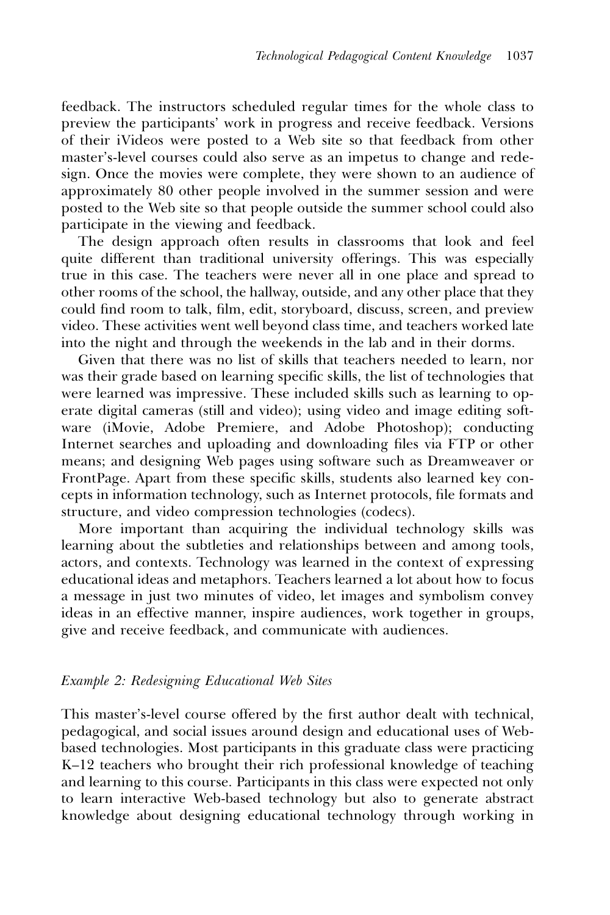feedback. The instructors scheduled regular times for the whole class to preview the participants' work in progress and receive feedback. Versions of their iVideos were posted to a Web site so that feedback from other master's-level courses could also serve as an impetus to change and redesign. Once the movies were complete, they were shown to an audience of approximately 80 other people involved in the summer session and were posted to the Web site so that people outside the summer school could also participate in the viewing and feedback.

The design approach often results in classrooms that look and feel quite different than traditional university offerings. This was especially true in this case. The teachers were never all in one place and spread to other rooms of the school, the hallway, outside, and any other place that they could find room to talk, film, edit, storyboard, discuss, screen, and preview video. These activities went well beyond class time, and teachers worked late into the night and through the weekends in the lab and in their dorms.

Given that there was no list of skills that teachers needed to learn, nor was their grade based on learning specific skills, the list of technologies that were learned was impressive. These included skills such as learning to operate digital cameras (still and video); using video and image editing software (iMovie, Adobe Premiere, and Adobe Photoshop); conducting Internet searches and uploading and downloading files via FTP or other means; and designing Web pages using software such as Dreamweaver or FrontPage. Apart from these specific skills, students also learned key concepts in information technology, such as Internet protocols, file formats and structure, and video compression technologies (codecs).

More important than acquiring the individual technology skills was learning about the subtleties and relationships between and among tools, actors, and contexts. Technology was learned in the context of expressing educational ideas and metaphors. Teachers learned a lot about how to focus a message in just two minutes of video, let images and symbolism convey ideas in an effective manner, inspire audiences, work together in groups, give and receive feedback, and communicate with audiences.

### *Example 2: Redesigning Educational Web Sites*

This master's-level course offered by the first author dealt with technical, pedagogical, and social issues around design and educational uses of Web-based technologies. Most participants in this graduate class were practicing K–12 teachers who brought their rich professional knowledge of teaching and learning to this course. Participants in this class were expected not only to learn interactive Web-based technology but also to generate abstract knowledge about designing educational technology through working in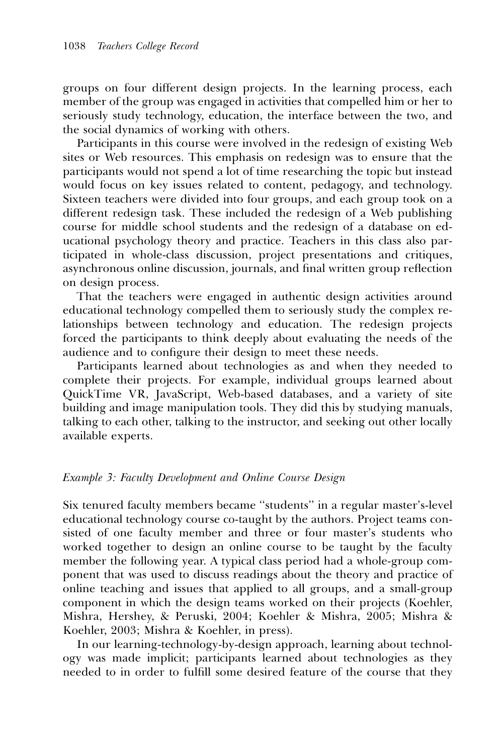groups on four different design projects. In the learning process, each member of the group was engaged in activities that compelled him or her to seriously study technology, education, the interface between the two, and the social dynamics of working with others.

Participants in this course were involved in the redesign of existing Web sites or Web resources. This emphasis on redesign was to ensure that the participants would not spend a lot of time researching the topic but instead would focus on key issues related to content, pedagogy, and technology. Sixteen teachers were divided into four groups, and each group took on a different redesign task. These included the redesign of a Web publishing course for middle school students and the redesign of a database on educational psychology theory and practice. Teachers in this class also participated in whole-class discussion, project presentations and critiques, asynchronous online discussion, journals, and final written group reflection on design process.

That the teachers were engaged in authentic design activities around educational technology compelled them to seriously study the complex relationships between technology and education. The redesign projects forced the participants to think deeply about evaluating the needs of the audience and to configure their design to meet these needs.

Participants learned about technologies as and when they needed to complete their projects. For example, individual groups learned about QuickTime VR, JavaScript, Web-based databases, and a variety of site building and image manipulation tools. They did this by studying manuals, talking to each other, talking to the instructor, and seeking out other locally available experts.

### *Example 3: Faculty Development and Online Course Design*

Six tenured faculty members became "students" in a regular master's-level educational technology course co-taught by the authors. Project teams consisted of one faculty member and three or four master's students who worked together to design an online course to be taught by the faculty member the following year. A typical class period had a whole-group component that was used to discuss readings about the theory and practice of online teaching and issues that applied to all groups, and a small-group component in which the design teams worked on their projects (Koehler, Mishra, Hershey, & Peruski, 2004; Koehler & Mishra, 2005; Mishra & Koehler, 2003; Mishra & Koehler, in press).

In our learning-technology-by-design approach, learning about technology was made implicit; participants learned about technologies as they needed to in order to fulfill some desired feature of the course that they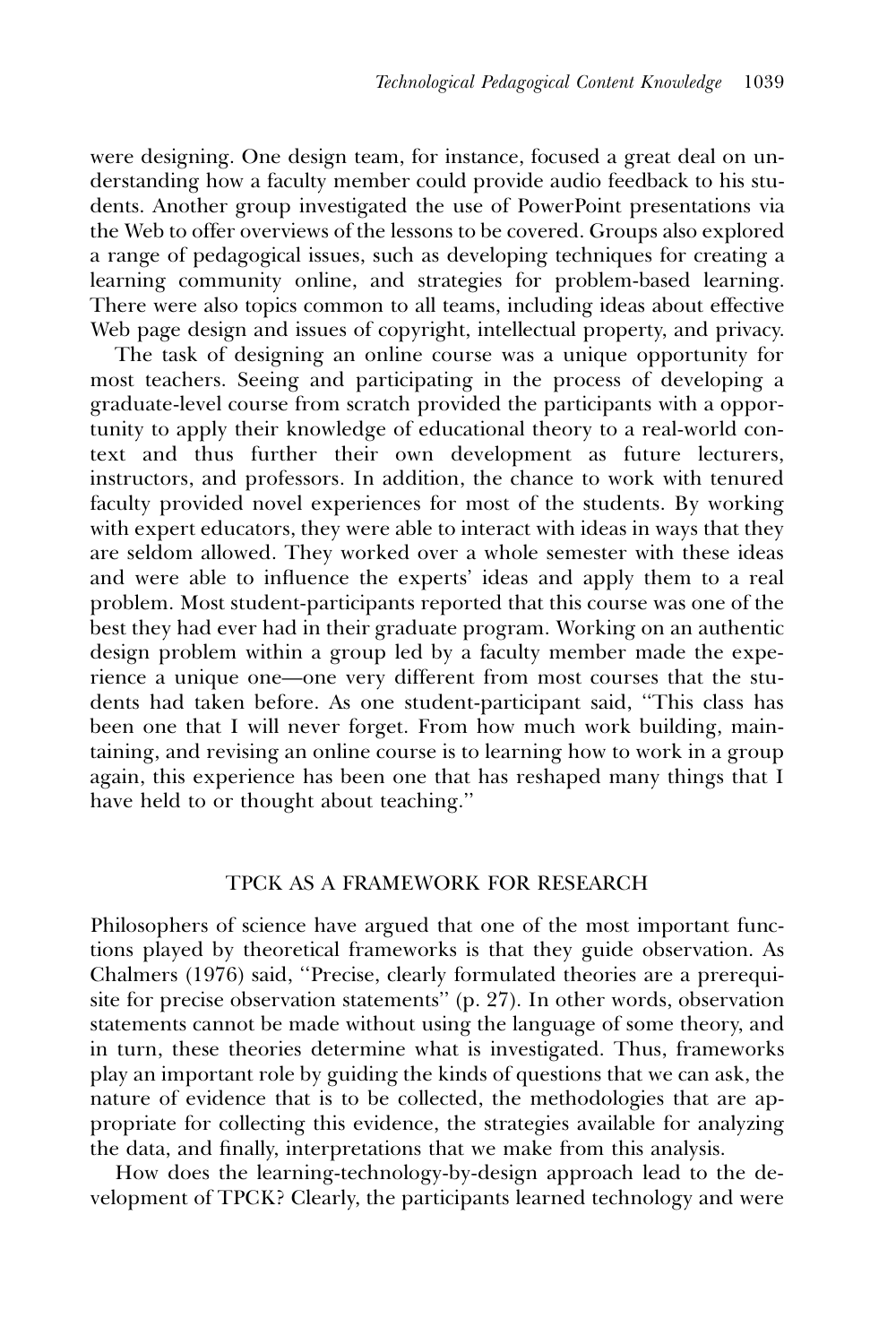were designing. One design team, for instance, focused a great deal on understanding how a faculty member could provide audio feedback to his students. Another group investigated the use of PowerPoint presentations via the Web to offer overviews of the lessons to be covered. Groups also explored a range of pedagogical issues, such as developing techniques for creating a learning community online, and strategies for problem-based learning. There were also topics common to all teams, including ideas about effective Web page design and issues of copyright, intellectual property, and privacy.

The task of designing an online course was a unique opportunity for most teachers. Seeing and participating in the process of developing a graduate-level course from scratch provided the participants with a opportunity to apply their knowledge of educational theory to a real-world context and thus further their own development as future lecturers, instructors, and professors. In addition, the chance to work with tenured faculty provided novel experiences for most of the students. By working with expert educators, they were able to interact with ideas in ways that they are seldom allowed. They worked over a whole semester with these ideas and were able to influence the experts' ideas and apply them to a real problem. Most student-participants reported that this course was one of the best they had ever had in their graduate program. Working on an authentic design problem within a group led by a faculty member made the experience a unique one—one very different from most courses that the students had taken before. As one student-participant said, "This class has been one that I will never forget. From how much work building, maintaining, and revising an online course is to learning how to work in a group again, this experience has been one that has reshaped many things that I have held to or thought about teaching."

## TPCK AS A FRAMEWORK FOR RESEARCH

Philosophers of science have argued that one of the most important functions played by theoretical frameworks is that they guide observation. As Chalmers (1976) said, "Precise, clearly formulated theories are a prerequisite for precise observation statements" (p. 27). In other words, observation statements cannot be made without using the language of some theory, and in turn, these theories determine what is investigated. Thus, frameworks play an important role by guiding the kinds of questions that we can ask, the nature of evidence that is to be collected, the methodologies that are appropriate for collecting this evidence, the strategies available for analyzing the data, and finally, interpretations that we make from this analysis.

How does the learning-technology-by-design approach lead to the development of TPCK? Clearly, the participants learned technology and were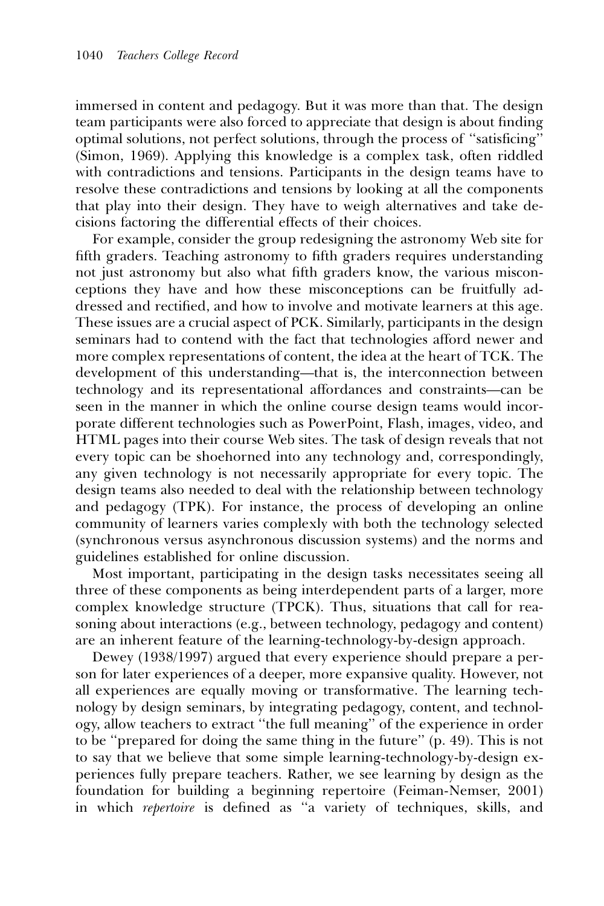immersed in content and pedagogy. But it was more than that. The design team participants were also forced to appreciate that design is about finding optimal solutions, not perfect solutions, through the process of ''satisficing'' (Simon, 1969). Applying this knowledge is a complex task, often riddled with contradictions and tensions. Participants in the design teams have to resolve these contradictions and tensions by looking at all the components that play into their design. They have to weigh alternatives and take decisions factoring the differential effects of their choices.

For example, consider the group redesigning the astronomy Web site for fifth graders. Teaching astronomy to fifth graders requires understanding not just astronomy but also what fifth graders know, the various misconceptions they have and how these misconceptions can be fruitfully addressed and rectified, and how to involve and motivate learners at this age. These issues are a crucial aspect of PCK. Similarly, participants in the design seminars had to contend with the fact that technologies afford newer and more complex representations of content, the idea at the heart of TCK. The development of this understanding—that is, the interconnection between technology and its representational affordances and constraints—can be seen in the manner in which the online course design teams would incorporate different technologies such as PowerPoint, Flash, images, video, and HTML pages into their course Web sites. The task of design reveals that not every topic can be shoehorned into any technology and, correspondingly, any given technology is not necessarily appropriate for every topic. The design teams also needed to deal with the relationship between technology and pedagogy (TPK). For instance, the process of developing an online community of learners varies complexly with both the technology selected (synchronous versus asynchronous discussion systems) and the norms and guidelines established for online discussion.

Most important, participating in the design tasks necessitates seeing all three of these components as being interdependent parts of a larger, more complex knowledge structure (TPCK). Thus, situations that call for reasoning about interactions (e.g., between technology, pedagogy and content) are an inherent feature of the learning-technology-by-design approach.

Dewey (1938/1997) argued that every experience should prepare a person for later experiences of a deeper, more expansive quality. However, not all experiences are equally moving or transformative. The learning technology by design seminars, by integrating pedagogy, content, and technology, allow teachers to extract ''the full meaning'' of the experience in order to be ''prepared for doing the same thing in the future'' (p. 49). This is not to say that we believe that some simple learning-technology-by-design experiences fully prepare teachers. Rather, we see learning by design as the foundation for building a beginning repertoire (Feiman-Nemser, 2001) in which *repertoire* is defined as ''a variety of techniques, skills, and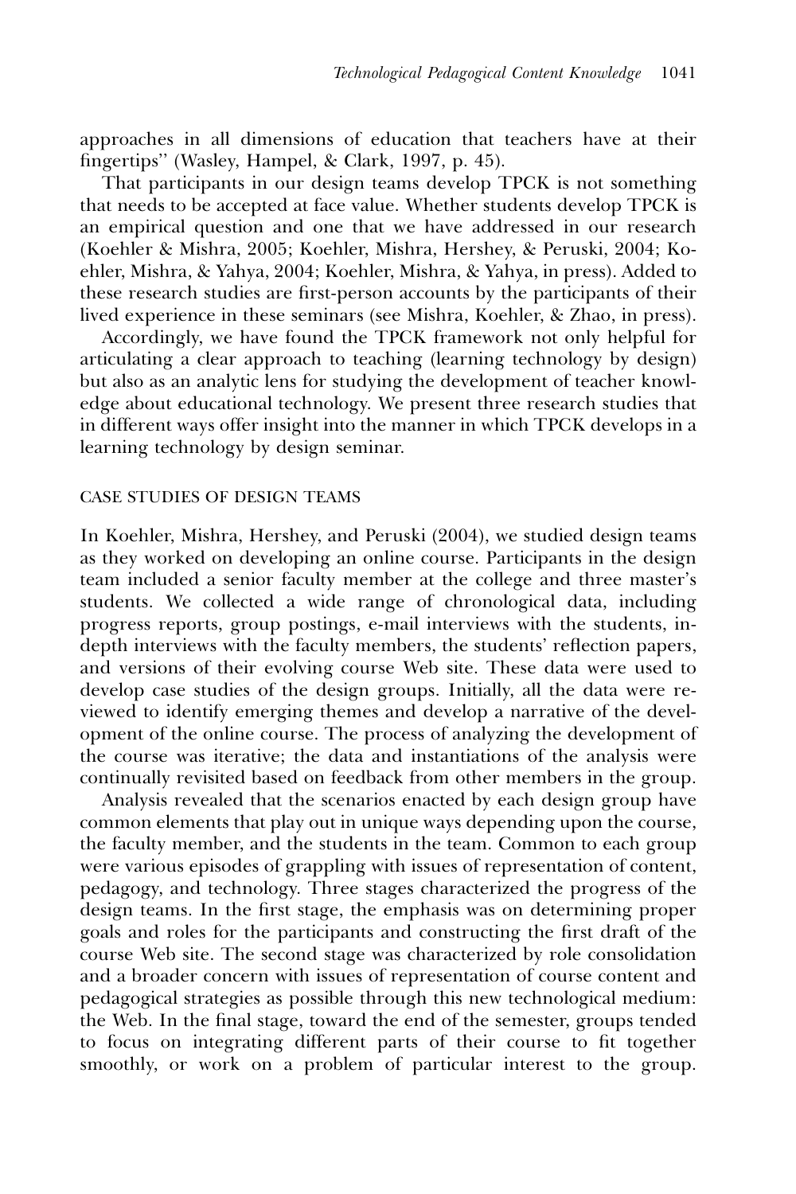approaches in all dimensions of education that teachers have at their fingertips'' (Wasley, Hampel, & Clark, 1997, p. 45).

That participants in our design teams develop TPCK is not something that needs to be accepted at face value. Whether students develop TPCK is an empirical question and one that we have addressed in our research (Koehler & Mishra, 2005; Koehler, Mishra, Hershey, & Peruski, 2004; Koehler, Mishra, & Yahya, 2004; Koehler, Mishra, & Yahya, in press). Added to these research studies are first-person accounts by the participants of their lived experience in these seminars (see Mishra, Koehler, & Zhao, in press).

Accordingly, we have found the TPCK framework not only helpful for articulating a clear approach to teaching (learning technology by design) but also as an analytic lens for studying the development of teacher knowledge about educational technology. We present three research studies that in different ways offer insight into the manner in which TPCK develops in a learning technology by design seminar.

## CASE STUDIES OF DESIGN TEAMS

In Koehler, Mishra, Hershey, and Peruski (2004), we studied design teams as they worked on developing an online course. Participants in the design team included a senior faculty member at the college and three master's students. We collected a wide range of chronological data, including progress reports, group postings, e-mail interviews with the students, in-depth interviews with the faculty members, the students' reflection papers, and versions of their evolving course Web site. These data were used to develop case studies of the design groups. Initially, all the data were reviewed to identify emerging themes and develop a narrative of the development of the online course. The process of analyzing the development of the course was iterative; the data and instantiations of the analysis were continually revisited based on feedback from other members in the group.

Analysis revealed that the scenarios enacted by each design group have common elements that play out in unique ways depending upon the course, the faculty member, and the students in the team. Common to each group were various episodes of grappling with issues of representation of content, pedagogy, and technology. Three stages characterized the progress of the design teams. In the first stage, the emphasis was on determining proper goals and roles for the participants and constructing the first draft of the course Web site. The second stage was characterized by role consolidation and a broader concern with issues of representation of course content and pedagogical strategies as possible through this new technological medium: the Web. In the final stage, toward the end of the semester, groups tended to focus on integrating different parts of their course to fit together smoothly, or work on a problem of particular interest to the group.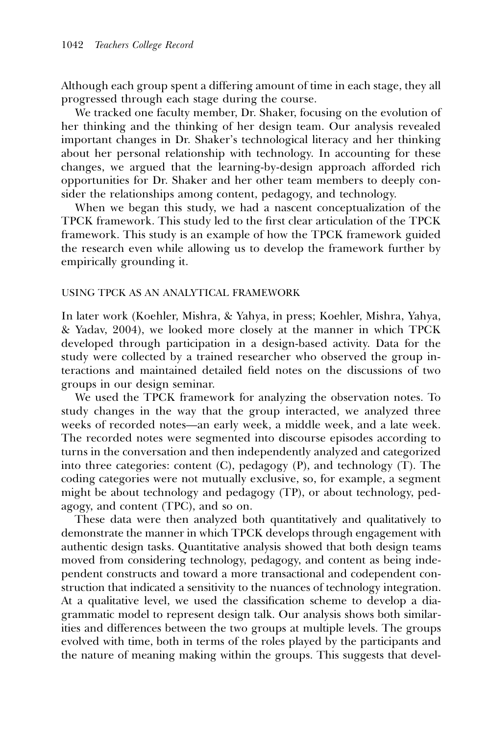Although each group spent a differing amount of time in each stage, they all progressed through each stage during the course.

We tracked one faculty member, Dr. Shaker, focusing on the evolution of her thinking and the thinking of her design team. Our analysis revealed important changes in Dr. Shaker's technological literacy and her thinking about her personal relationship with technology. In accounting for these changes, we argued that the learning-by-design approach afforded rich opportunities for Dr. Shaker and her other team members to deeply consider the relationships among content, pedagogy, and technology.

When we began this study, we had a nascent conceptualization of the TPCK framework. This study led to the first clear articulation of the TPCK framework. This study is an example of how the TPCK framework guided the research even while allowing us to develop the framework further by empirically grounding it.

## USING TPCK AS AN ANALYTICAL FRAMEWORK

In later work (Koehler, Mishra, & Yahya, in press; Koehler, Mishra, Yahya, & Yadav, 2004), we looked more closely at the manner in which TPCK developed through participation in a design-based activity. Data for the study were collected by a trained researcher who observed the group interactions and maintained detailed field notes on the discussions of two groups in our design seminar.

We used the TPCK framework for analyzing the observation notes. To study changes in the way that the group interacted, we analyzed three weeks of recorded notes—an early week, a middle week, and a late week. The recorded notes were segmented into discourse episodes according to turns in the conversation and then independently analyzed and categorized into three categories: content (C), pedagogy (P), and technology (T). The coding categories were not mutually exclusive, so, for example, a segment might be about technology and pedagogy (TP), or about technology, pedagogy, and content (TPC), and so on.

These data were then analyzed both quantitatively and qualitatively to demonstrate the manner in which TPCK develops through engagement with authentic design tasks. Quantitative analysis showed that both design teams moved from considering technology, pedagogy, and content as being independent constructs and toward a more transactional and codependent construction that indicated a sensitivity to the nuances of technology integration. At a qualitative level, we used the classification scheme to develop a diagrammatic model to represent design talk. Our analysis shows both similarities and differences between the two groups at multiple levels. The groups evolved with time, both in terms of the roles played by the participants and the nature of meaning making within the groups. This suggests that devel-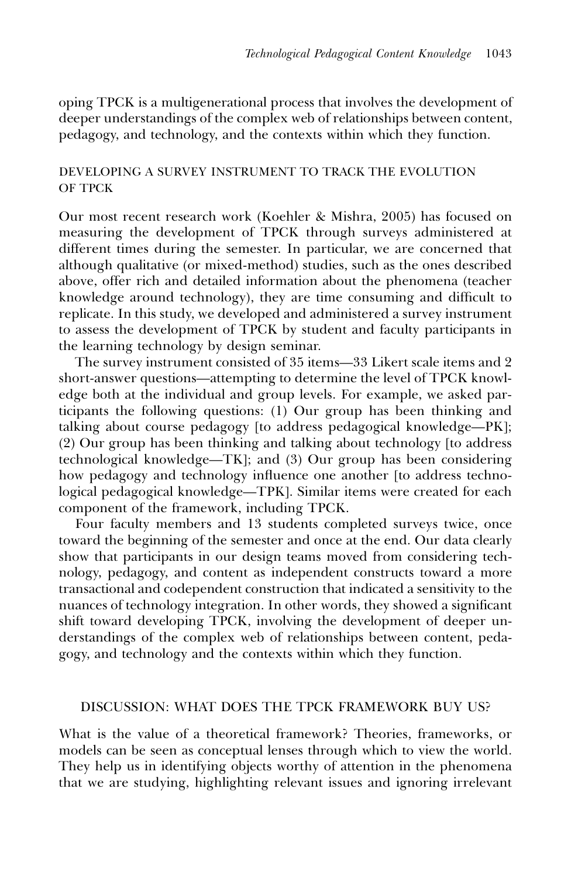oping TPCK is a multigenerational process that involves the development of deeper understandings of the complex web of relationships between content, pedagogy, and technology, and the contexts within which they function.

## DEVELOPING A SURVEY INSTRUMENT TO TRACK THE EVOLUTION OF TPCK

Our most recent research work (Koehler & Mishra, 2005) has focused on measuring the development of TPCK through surveys administered at different times during the semester. In particular, we are concerned that although qualitative (or mixed-method) studies, such as the ones described above, offer rich and detailed information about the phenomena (teacher knowledge around technology), they are time consuming and difficult to replicate. In this study, we developed and administered a survey instrument to assess the development of TPCK by student and faculty participants in the learning technology by design seminar.

The survey instrument consisted of 35 items—33 Likert scale items and 2 short-answer questions—attempting to determine the level of TPCK knowledge both at the individual and group levels. For example, we asked participants the following questions: (1) Our group has been thinking and talking about course pedagogy [to address pedagogical knowledge—PK]; (2) Our group has been thinking and talking about technology [to address technological knowledge—TK]; and (3) Our group has been considering how pedagogy and technology influence one another [to address technological pedagogical knowledge—TPK]. Similar items were created for each component of the framework, including TPCK.

Four faculty members and 13 students completed surveys twice, once toward the beginning of the semester and once at the end. Our data clearly show that participants in our design teams moved from considering technology, pedagogy, and content as independent constructs toward a more transactional and codependent construction that indicated a sensitivity to the nuances of technology integration. In other words, they showed a significant shift toward developing TPCK, involving the development of deeper understandings of the complex web of relationships between content, pedagogy, and technology and the contexts within which they function.

## DISCUSSION: WHAT DOES THE TPCK FRAMEWORK BUY US?

What is the value of a theoretical framework? Theories, frameworks, or models can be seen as conceptual lenses through which to view the world. They help us in identifying objects worthy of attention in the phenomena that we are studying, highlighting relevant issues and ignoring irrelevant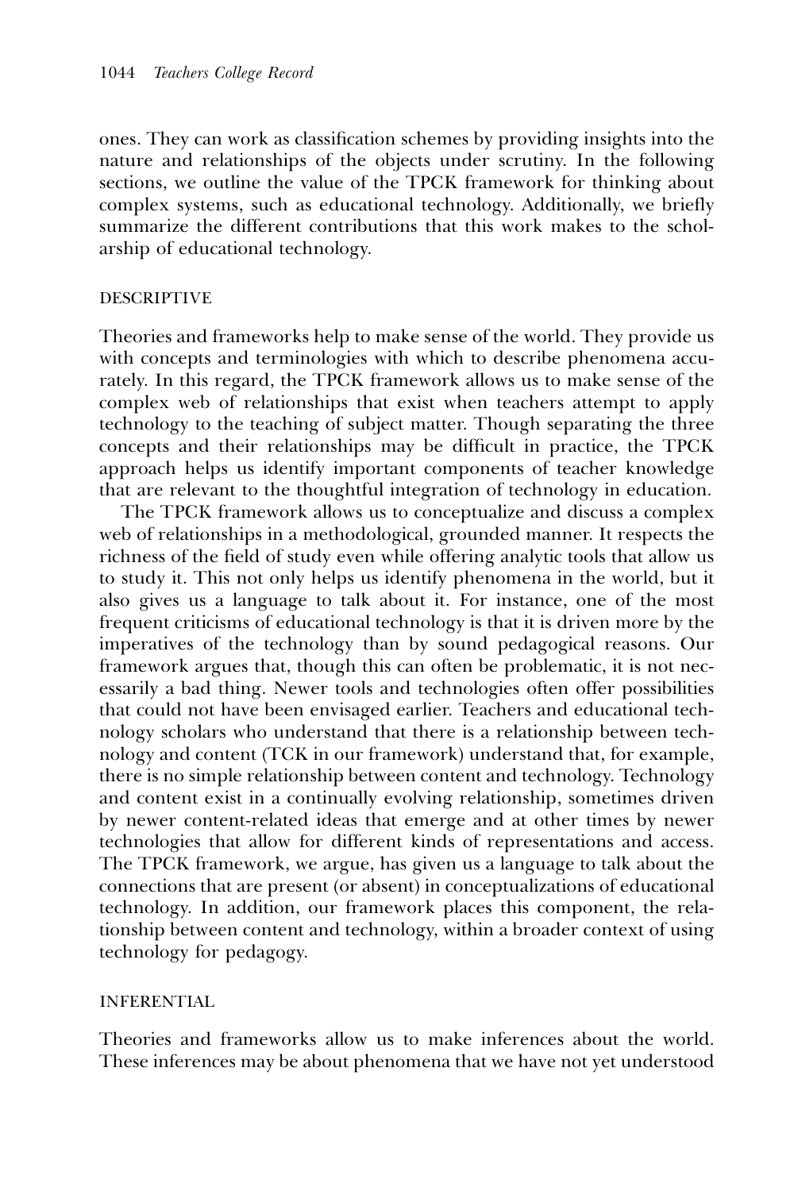ones. They can work as classification schemes by providing insights into the nature and relationships of the objects under scrutiny. In the following sections, we outline the value of the TPCK framework for thinking about complex systems, such as educational technology. Additionally, we briefly summarize the different contributions that this work makes to the scholarship of educational technology.

### DESCRIPTIVE

Theories and frameworks help to make sense of the world. They provide us with concepts and terminologies with which to describe phenomena accurately. In this regard, the TPCK framework allows us to make sense of the complex web of relationships that exist when teachers attempt to apply technology to the teaching of subject matter. Though separating the three concepts and their relationships may be difficult in practice, the TPCK approach helps us identify important components of teacher knowledge that are relevant to the thoughtful integration of technology in education.

The TPCK framework allows us to conceptualize and discuss a complex web of relationships in a methodological, grounded manner. It respects the richness of the field of study even while offering analytic tools that allow us to study it. This not only helps us identify phenomena in the world, but it also gives us a language to talk about it. For instance, one of the most frequent criticisms of educational technology is that it is driven more by the imperatives of the technology than by sound pedagogical reasons. Our framework argues that, though this can often be problematic, it is not necessarily a bad thing. Newer tools and technologies often offer possibilities that could not have been envisaged earlier. Teachers and educational technology scholars who understand that there is a relationship between technology and content (TCK in our framework) understand that, for example, there is no simple relationship between content and technology. Technology and content exist in a continually evolving relationship, sometimes driven by newer content-related ideas that emerge and at other times by newer technologies that allow for different kinds of representations and access. The TPCK framework, we argue, has given us a language to talk about the connections that are present (or absent) in conceptualizations of educational technology. In addition, our framework places this component, the relationship between content and technology, within a broader context of using technology for pedagogy.

### INFERENTIAL

Theories and frameworks allow us to make inferences about the world. These inferences may be about phenomena that we have not yet understood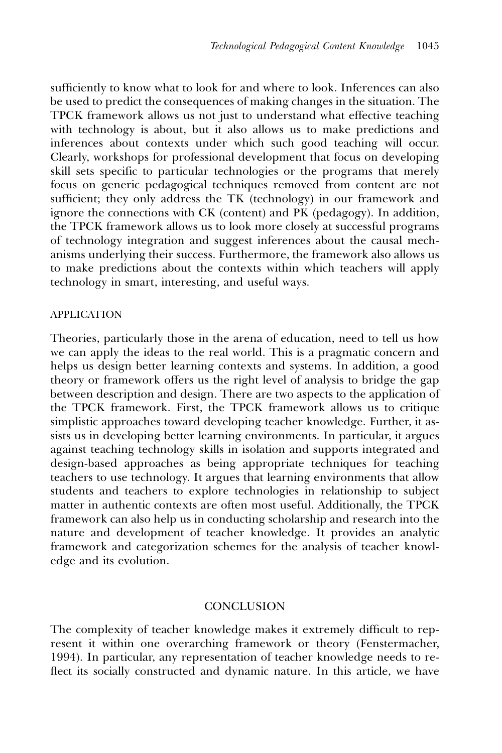sufficiently to know what to look for and where to look. Inferences can also be used to predict the consequences of making changes in the situation. The TPCK framework allows us not just to understand what effective teaching with technology is about, but it also allows us to make predictions and inferences about contexts under which such good teaching will occur. Clearly, workshops for professional development that focus on developing skill sets specific to particular technologies or the programs that merely focus on generic pedagogical techniques removed from content are not sufficient; they only address the TK (technology) in our framework and ignore the connections with CK (content) and PK (pedagogy). In addition, the TPCK framework allows us to look more closely at successful programs of technology integration and suggest inferences about the causal mechanisms underlying their success. Furthermore, the framework also allows us to make predictions about the contexts within which teachers will apply technology in smart, interesting, and useful ways.

### APPLICATION

Theories, particularly those in the arena of education, need to tell us how we can apply the ideas to the real world. This is a pragmatic concern and helps us design better learning contexts and systems. In addition, a good theory or framework offers us the right level of analysis to bridge the gap between description and design. There are two aspects to the application of the TPCK framework. First, the TPCK framework allows us to critique simplistic approaches toward developing teacher knowledge. Further, it assists us in developing better learning environments. In particular, it argues against teaching technology skills in isolation and supports integrated and design-based approaches as being appropriate techniques for teaching teachers to use technology. It argues that learning environments that allow students and teachers to explore technologies in relationship to subject matter in authentic contexts are often most useful. Additionally, the TPCK framework can also help us in conducting scholarship and research into the nature and development of teacher knowledge. It provides an analytic framework and categorization schemes for the analysis of teacher knowledge and its evolution.

## CONCLUSION

The complexity of teacher knowledge makes it extremely difficult to represent it within one overarching framework or theory (Fenstermacher, 1994). In particular, any representation of teacher knowledge needs to reflect its socially constructed and dynamic nature. In this article, we have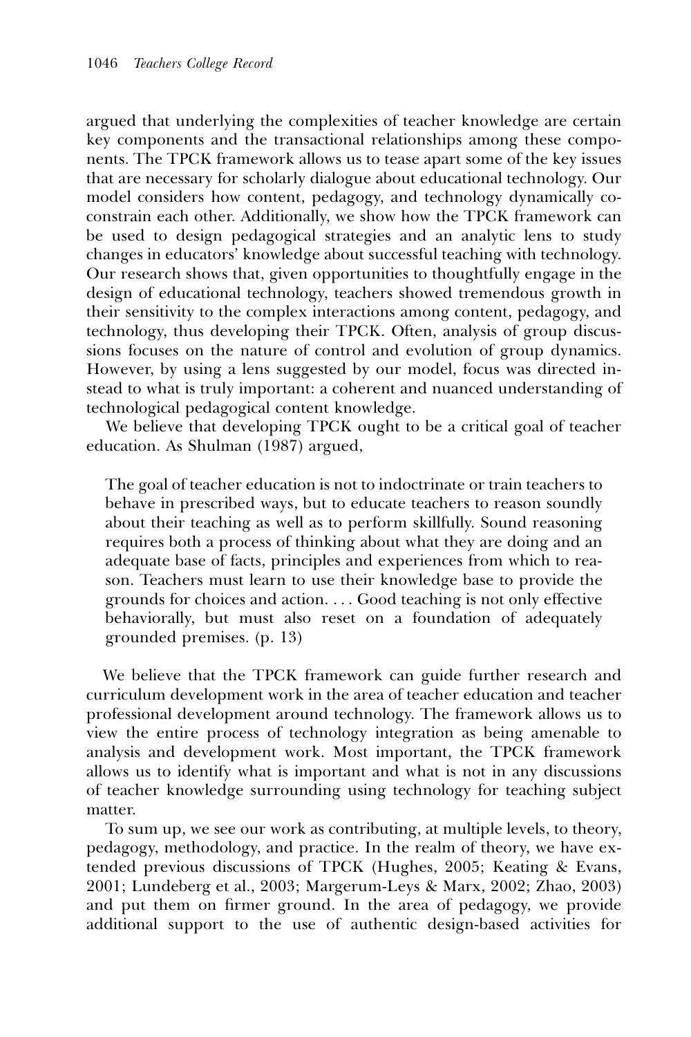argued that underlying the complexities of teacher knowledge are certain key components and the transactional relationships among these components. The TPCK framework allows us to tease apart some of the key issues that are necessary for scholarly dialogue about educational technology. Our model considers how content, pedagogy, and technology dynamically co-constrain each other. Additionally, we show how the TPCK framework can be used to design pedagogical strategies and an analytic lens to study changes in educators' knowledge about successful teaching with technology. Our research shows that, given opportunities to thoughtfully engage in the design of educational technology, teachers showed tremendous growth in their sensitivity to the complex interactions among content, pedagogy, and technology, thus developing their TPCK. Often, analysis of group discussions focuses on the nature of control and evolution of group dynamics. However, by using a lens suggested by our model, focus was directed instead to what is truly important: a coherent and nuanced understanding of technological pedagogical content knowledge.

We believe that developing TPCK ought to be a critical goal of teacher education. As Shulman (1987) argued,

> The goal of teacher education is not to indoctrinate or train teachers to behave in prescribed ways, but to educate teachers to reason soundly about their teaching as well as to perform skillfully. Sound reasoning requires both a process of thinking about what they are doing and an adequate base of facts, principles and experiences from which to reason. Teachers must learn to use their knowledge base to provide the grounds for choices and action. . . . Good teaching is not only effective behaviorally, but must also reset on a foundation of adequately grounded premises. (p. 13)

We believe that the TPCK framework can guide further research and curriculum development work in the area of teacher education and teacher professional development around technology. The framework allows us to view the entire process of technology integration as being amenable to analysis and development work. Most important, the TPCK framework allows us to identify what is important and what is not in any discussions of teacher knowledge surrounding using technology for teaching subject matter.

To sum up, we see our work as contributing, at multiple levels, to theory, pedagogy, methodology, and practice. In the realm of theory, we have extended previous discussions of TPCK (Hughes, 2005; Keating & Evans, 2001; Lundeberg et al., 2003; Margerum-Leys & Marx, 2002; Zhao, 2003) and put them on firmer ground. In the area of pedagogy, we provide additional support to the use of authentic design-based activities for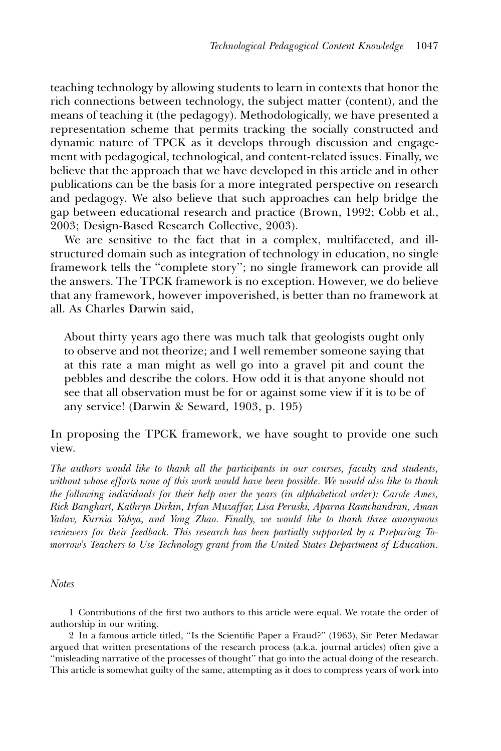teaching technology by allowing students to learn in contexts that honor the rich connections between technology, the subject matter (content), and the means of teaching it (the pedagogy). Methodologically, we have presented a representation scheme that permits tracking the socially constructed and dynamic nature of TPCK as it develops through discussion and engagement with pedagogical, technological, and content-related issues. Finally, we believe that the approach that we have developed in this article and in other publications can be the basis for a more integrated perspective on research and pedagogy. We also believe that such approaches can help bridge the gap between educational research and practice (Brown, 1992; Cobb et al., 2003; Design-Based Research Collective, 2003).

We are sensitive to the fact that in a complex, multifaceted, and ill-structured domain such as integration of technology in education, no single framework tells the "complete story"; no single framework can provide all the answers. The TPCK framework is no exception. However, we do believe that any framework, however impoverished, is better than no framework at all. As Charles Darwin said,

> About thirty years ago there was much talk that geologists ought only to observe and not theorize; and I well remember someone saying that at this rate a man might as well go into a gravel pit and count the pebbles and describe the colors. How odd it is that anyone should not see that all observation must be for or against some view if it is to be of any service! (Darwin & Seward, 1903, p. 195)

In proposing the TPCK framework, we have sought to provide one such view.

*The authors would like to thank all the participants in our courses, faculty and students, without whose efforts none of this work would have been possible. We would also like to thank the following individuals for their help over the years (in alphabetical order): Carole Ames, Rick Banghart, Kathryn Dirkin, Irfan Muzaffar, Lisa Peruski, Aparna Ramchandran, Aman Yadav, Kurnia Yahya, and Yong Zhao. Finally, we would like to thank three anonymous reviewers for their feedback. This research has been partially supported by a Preparing Tomorrow's Teachers to Use Technology grant from the United States Department of Education.*

*Notes*

1 Contributions of the first two authors to this article were equal. We rotate the order of authorship in our writing.

2 In a famous article titled, "Is the Scientific Paper a Fraud?" (1963), Sir Peter Medawar argued that written presentations of the research process (a.k.a. journal articles) often give a "misleading narrative of the processes of thought" that go into the actual doing of the research. This article is somewhat guilty of the same, attempting as it does to compress years of work into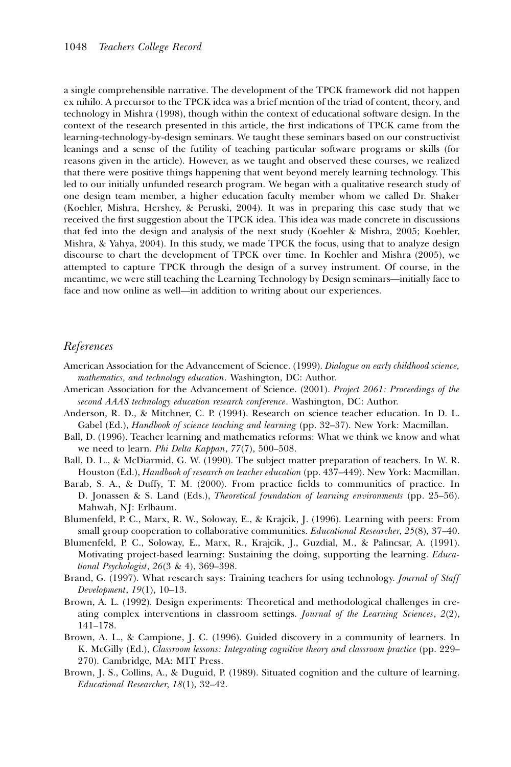a single comprehensible narrative. The development of the TPCK framework did not happen ex nihilo. A precursor to the TPCK idea was a brief mention of the triad of content, theory, and technology in Mishra (1998), though within the context of educational software design. In the context of the research presented in this article, the first indications of TPCK came from the learning-technology-by-design seminars. We taught these seminars based on our constructivist leanings and a sense of the futility of teaching particular software programs or skills (for reasons given in the article). However, as we taught and observed these courses, we realized that there were positive things happening that went beyond merely learning technology. This led to our initially unfunded research program. We began with a qualitative research study of one design team member, a higher education faculty member whom we called Dr. Shaker (Koehler, Mishra, Hershey, & Peruski, 2004). It was in preparing this case study that we received the first suggestion about the TPCK idea. This idea was made concrete in discussions that fed into the design and analysis of the next study (Koehler & Mishra, 2005; Koehler, Mishra, & Yahya, 2004). In this study, we made TPCK the focus, using that to analyze design discourse to chart the development of TPCK over time. In Koehler and Mishra (2005), we attempted to capture TPCK through the design of a survey instrument. Of course, in the meantime, we were still teaching the Learning Technology by Design seminars—initially face to face and now online as well—in addition to writing about our experiences.

## *References*

American Association for the Advancement of Science. (1999). *Dialogue on early childhood science, mathematics, and technology education*. Washington, DC: Author.

American Association for the Advancement of Science. (2001). *Project 2061: Proceedings of the second AAAS technology education research conference*. Washington, DC: Author.

Anderson, R. D., & Mitchner, C. P. (1994). Research on science teacher education. In D. L. Gabel (Ed.), *Handbook of science teaching and learning* (pp. 32–37). New York: Macmillan.

Ball, D. (1996). Teacher learning and mathematics reforms: What we think we know and what we need to learn. *Phi Delta Kappan*, *77*(7), 500–508.

Ball, D. L., & McDiarmid, G. W. (1990). The subject matter preparation of teachers. In W. R. Houston (Ed.), *Handbook of research on teacher education* (pp. 437–449). New York: Macmillan.

Barab, S. A., & Duffy, T. M. (2000). From practice fields to communities of practice. In D. Jonassen & S. Land (Eds.), *Theoretical foundation of learning environments* (pp. 25–56). Mahwah, NJ: Erlbaum.

Blumenfeld, P. C., Marx, R. W., Soloway, E., & Krajcik, J. (1996). Learning with peers: From small group cooperation to collaborative communities. *Educational Researcher*, *25*(8), 37–40.

Blumenfeld, P. C., Soloway, E., Marx, R., Krajcik, J., Guzdial, M., & Palincsar, A. (1991). Motivating project-based learning: Sustaining the doing, supporting the learning. *Educational Psychologist*, *26*(3 & 4), 369–398.

Brand, G. (1997). What research says: Training teachers for using technology. *Journal of Staff Development*, *19*(1), 10–13.

Brown, A. L. (1992). Design experiments: Theoretical and methodological challenges in creating complex interventions in classroom settings. *Journal of the Learning Sciences*, *2*(2), 141–178.

Brown, A. L., & Campione, J. C. (1996). Guided discovery in a community of learners. In K. McGilly (Ed.), *Classroom lessons: Integrating cognitive theory and classroom practice* (pp. 229–270). Cambridge, MA: MIT Press.

Brown, J. S., Collins, A., & Duguid, P. (1989). Situated cognition and the culture of learning. *Educational Researcher*, *18*(1), 32–42.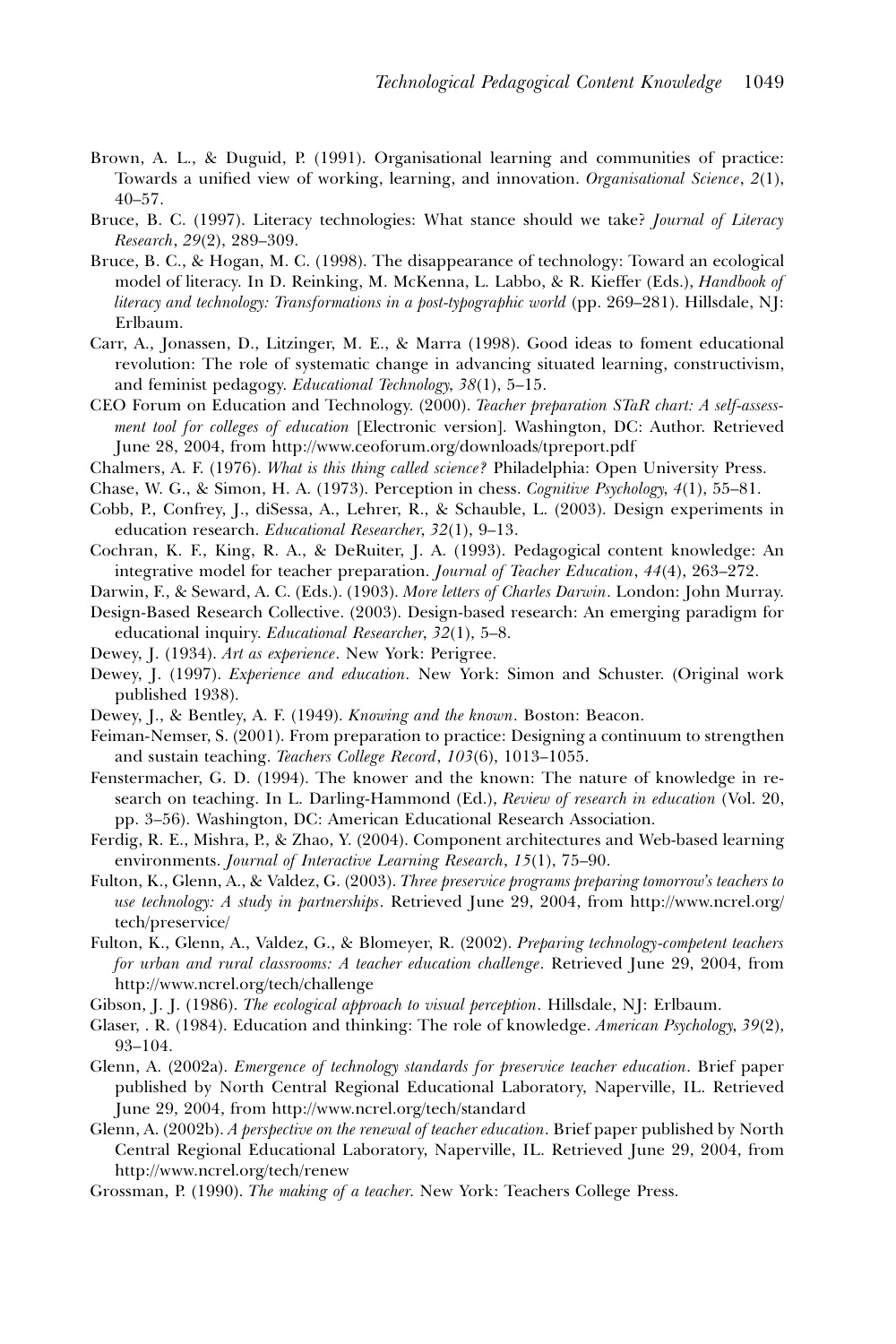Brown, A. L., & Duguid, P. (1991). Organisational learning and communities of practice: Towards a unified view of working, learning, and innovation. *Organisational Science*, *2*(1), 40–57.

Bruce, B. C. (1997). Literacy technologies: What stance should we take? *Journal of Literacy Research*, *29*(2), 289–309.

Bruce, B. C., & Hogan, M. C. (1998). The disappearance of technology: Toward an ecological model of literacy. In D. Reinking, M. McKenna, L. Labbo, & R. Kieffer (Eds.), *Handbook of literacy and technology: Transformations in a post-typographic world* (pp. 269–281). Hillsdale, NJ: Erlbaum.

Carr, A., Jonassen, D., Litzinger, M. E., & Marra (1998). Good ideas to foment educational revolution: The role of systematic change in advancing situated learning, constructivism, and feminist pedagogy. *Educational Technology*, *38*(1), 5–15.

CEO Forum on Education and Technology. (2000). *Teacher preparation STaR chart: A self-assessment tool for colleges of education* [Electronic version]. Washington, DC: Author. Retrieved June 28, 2004, from http://www.ceoforum.org/downloads/tpreport.pdf

Chalmers, A. F. (1976). *What is this thing called science?* Philadelphia: Open University Press.

Chase, W. G., & Simon, H. A. (1973). Perception in chess. *Cognitive Psychology*, *4*(1), 55–81.

Cobb, P., Confrey, J., diSessa, A., Lehrer, R., & Schauble, L. (2003). Design experiments in education research. *Educational Researcher*, *32*(1), 9–13.

Cochran, K. F., King, R. A., & DeRuiter, J. A. (1993). Pedagogical content knowledge: An integrative model for teacher preparation. *Journal of Teacher Education*, *44*(4), 263–272.

Darwin, F., & Seward, A. C. (Eds.). (1903). *More letters of Charles Darwin*. London: John Murray.

Design-Based Research Collective. (2003). Design-based research: An emerging paradigm for educational inquiry. *Educational Researcher*, *32*(1), 5–8.

Dewey, J. (1934). *Art as experience*. New York: Perigree.

Dewey, J. (1997). *Experience and education*. New York: Simon and Schuster. (Original work published 1938).

Dewey, J., & Bentley, A. F. (1949). *Knowing and the known*. Boston: Beacon.

Feiman-Nemser, S. (2001). From preparation to practice: Designing a continuum to strengthen and sustain teaching. *Teachers College Record*, *103*(6), 1013–1055.

Fenstermacher, G. D. (1994). The knower and the known: The nature of knowledge in research on teaching. In L. Darling-Hammond (Ed.), *Review of research in education* (Vol. 20, pp. 3–56). Washington, DC: American Educational Research Association.

Ferdig, R. E., Mishra, P., & Zhao, Y. (2004). Component architectures and Web-based learning environments. *Journal of Interactive Learning Research*, *15*(1), 75–90.

Fulton, K., Glenn, A., & Valdez, G. (2003). *Three preservice programs preparing tomorrow's teachers to use technology: A study in partnerships*. Retrieved June 29, 2004, from http://www.ncrel.org/tech/preservice/

Fulton, K., Glenn, A., Valdez, G., & Blomeyer, R. (2002). *Preparing technology-competent teachers for urban and rural classrooms: A teacher education challenge*. Retrieved June 29, 2004, from http://www.ncrel.org/tech/challenge

Gibson, J. J. (1986). *The ecological approach to visual perception*. Hillsdale, NJ: Erlbaum.

Glaser, . R. (1984). Education and thinking: The role of knowledge. *American Psychology*, *39*(2), 93–104.

Glenn, A. (2002a). *Emergence of technology standards for preservice teacher education*. Brief paper published by North Central Regional Educational Laboratory, Naperville, IL. Retrieved June 29, 2004, from http://www.ncrel.org/tech/standard

Glenn, A. (2002b). *A perspective on the renewal of teacher education*. Brief paper published by North Central Regional Educational Laboratory, Naperville, IL. Retrieved June 29, 2004, from http://www.ncrel.org/tech/renew

Grossman, P. (1990). *The making of a teacher*. New York: Teachers College Press.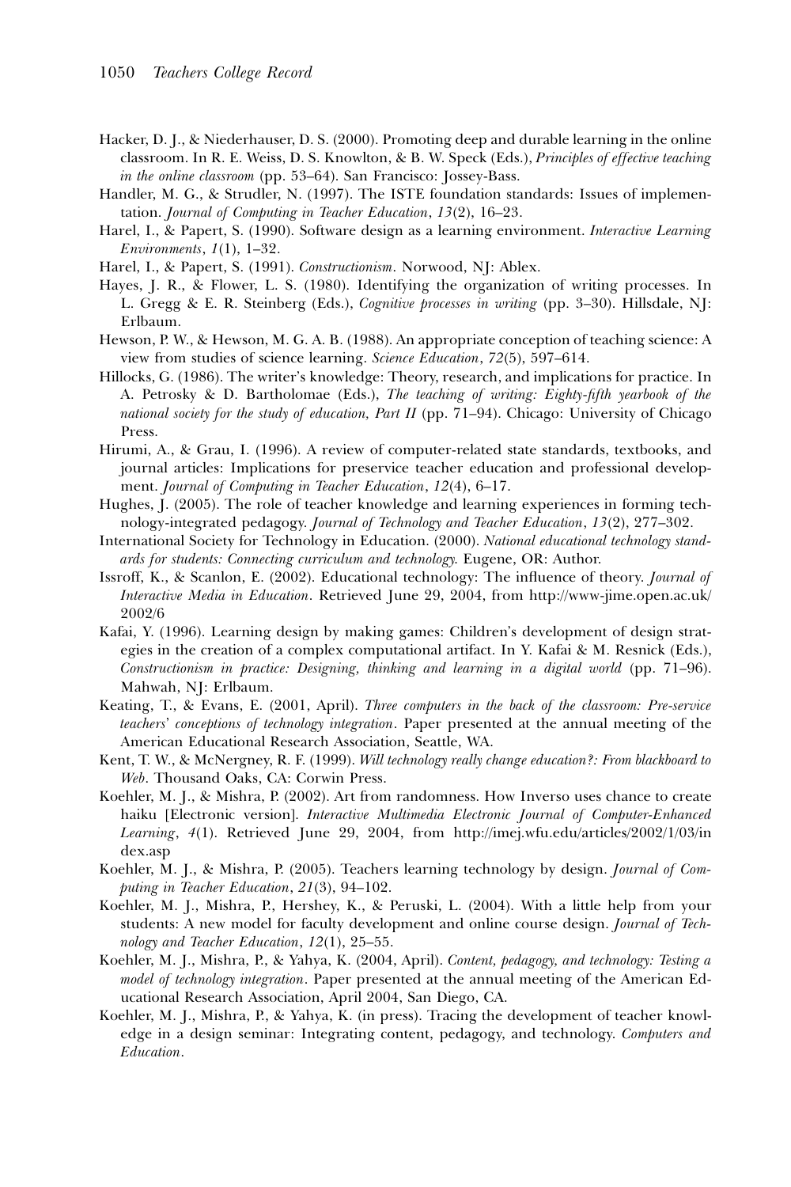Hacker, D. J., & Niederhauser, D. S. (2000). Promoting deep and durable learning in the online classroom. In R. E. Weiss, D. S. Knowlton, & B. W. Speck (Eds.), *Principles of effective teaching in the online classroom* (pp. 53–64). San Francisco: Jossey-Bass.

Handler, M. G., & Strudler, N. (1997). The ISTE foundation standards: Issues of implementation. *Journal of Computing in Teacher Education*, *13*(2), 16–23.

Harel, I., & Papert, S. (1990). Software design as a learning environment. *Interactive Learning Environments*, *1*(1), 1–32.

Harel, I., & Papert, S. (1991). *Constructionism*. Norwood, NJ: Ablex.

Hayes, J. R., & Flower, L. S. (1980). Identifying the organization of writing processes. In L. Gregg & E. R. Steinberg (Eds.), *Cognitive processes in writing* (pp. 3–30). Hillsdale, NJ: Erlbaum.

Hewson, P. W., & Hewson, M. G. A. B. (1988). An appropriate conception of teaching science: A view from studies of science learning. *Science Education*, *72*(5), 597–614.

Hillocks, G. (1986). The writer's knowledge: Theory, research, and implications for practice. In A. Petrosky & D. Bartholomae (Eds.), *The teaching of writing: Eighty-fifth yearbook of the national society for the study of education, Part II* (pp. 71–94). Chicago: University of Chicago Press.

Hirumi, A., & Grau, I. (1996). A review of computer-related state standards, textbooks, and journal articles: Implications for preservice teacher education and professional development. *Journal of Computing in Teacher Education*, *12*(4), 6–17.

Hughes, J. (2005). The role of teacher knowledge and learning experiences in forming technology-integrated pedagogy. *Journal of Technology and Teacher Education*, *13*(2), 277–302.

International Society for Technology in Education. (2000). *National educational technology standards for students: Connecting curriculum and technology*. Eugene, OR: Author.

Issroff, K., & Scanlon, E. (2002). Educational technology: The influence of theory. *Journal of Interactive Media in Education*. Retrieved June 29, 2004, from http://www-jime.open.ac.uk/2002/6

Kafai, Y. (1996). Learning design by making games: Children's development of design strategies in the creation of a complex computational artifact. In Y. Kafai & M. Resnick (Eds.), *Constructionism in practice: Designing, thinking and learning in a digital world* (pp. 71–96). Mahwah, NJ: Erlbaum.

Keating, T., & Evans, E. (2001, April). *Three computers in the back of the classroom: Pre-service teachers' conceptions of technology integration*. Paper presented at the annual meeting of the American Educational Research Association, Seattle, WA.

Kent, T. W., & McNergney, R. F. (1999). *Will technology really change education?: From blackboard to Web*. Thousand Oaks, CA: Corwin Press.

Koehler, M. J., & Mishra, P. (2002). Art from randomness. How Inverso uses chance to create haiku [Electronic version]. *Interactive Multimedia Electronic Journal of Computer-Enhanced Learning*, *4*(1). Retrieved June 29, 2004, from http://imej.wfu.edu/articles/2002/1/03/index.asp

Koehler, M. J., & Mishra, P. (2005). Teachers learning technology by design. *Journal of Computing in Teacher Education*, *21*(3), 94–102.

Koehler, M. J., Mishra, P., Hershey, K., & Peruski, L. (2004). With a little help from your students: A new model for faculty development and online course design. *Journal of Technology and Teacher Education*, *12*(1), 25–55.

Koehler, M. J., Mishra, P., & Yahya, K. (2004, April). *Content, pedagogy, and technology: Testing a model of technology integration*. Paper presented at the annual meeting of the American Educational Research Association, April 2004, San Diego, CA.

Koehler, M. J., Mishra, P., & Yahya, K. (in press). Tracing the development of teacher knowledge in a design seminar: Integrating content, pedagogy, and technology. *Computers and Education*.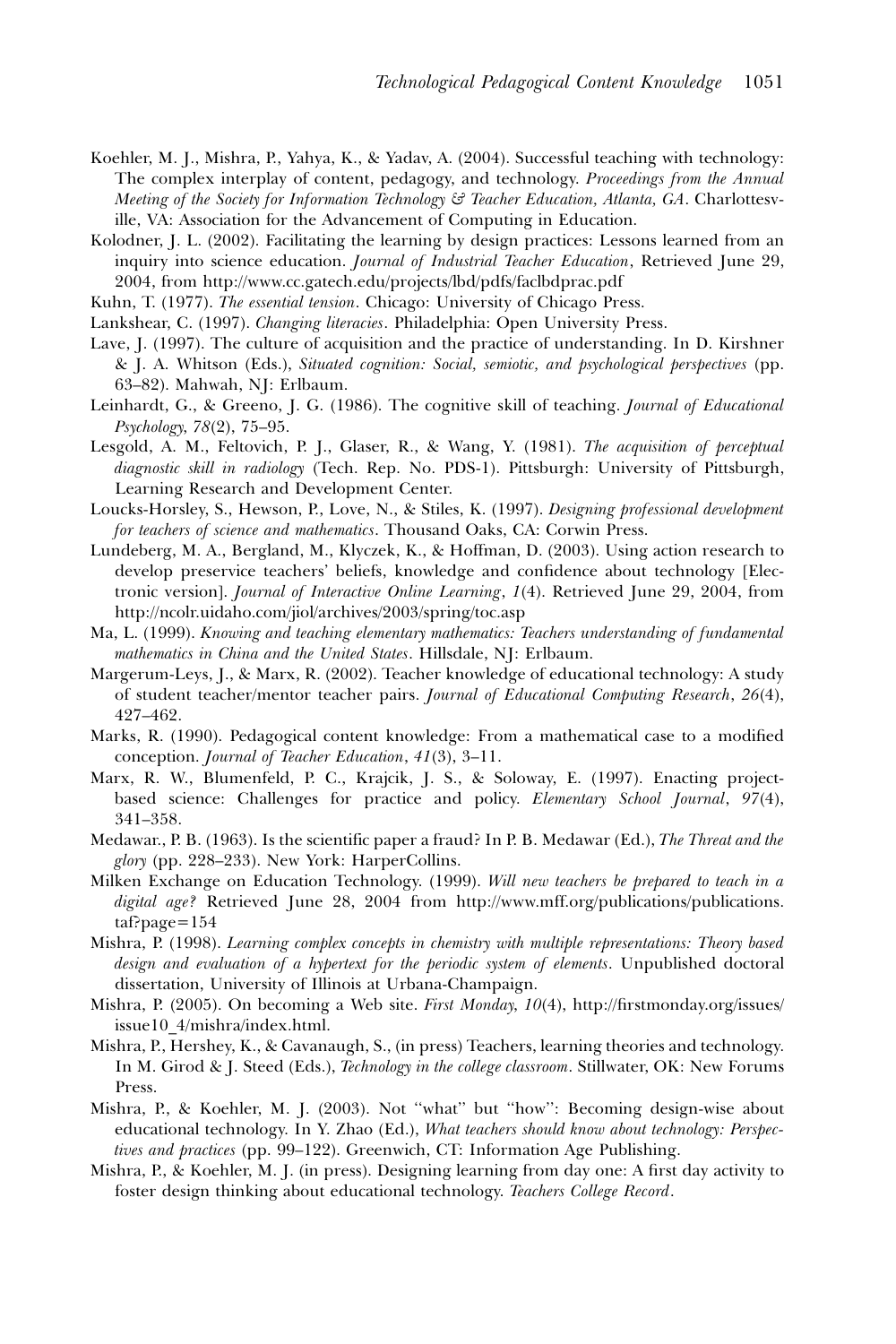Koehler, M. J., Mishra, P., Yahya, K., & Yadav, A. (2004). Successful teaching with technology: The complex interplay of content, pedagogy, and technology. *Proceedings from the Annual Meeting of the Society for Information Technology & Teacher Education, Atlanta, GA*. Charlottesville, VA: Association for the Advancement of Computing in Education.

Kolodner, J. L. (2002). Facilitating the learning by design practices: Lessons learned from an inquiry into science education. *Journal of Industrial Teacher Education*, Retrieved June 29, 2004, from http://www.cc.gatech.edu/projects/lbd/pdfs/faclbdprac.pdf

Kuhn, T. (1977). *The essential tension*. Chicago: University of Chicago Press.

Lankshear, C. (1997). *Changing literacies*. Philadelphia: Open University Press.

Lave, J. (1997). The culture of acquisition and the practice of understanding. In D. Kirshner & J. A. Whitson (Eds.), *Situated cognition: Social, semiotic, and psychological perspectives* (pp. 63–82). Mahwah, NJ: Erlbaum.

Leinhardt, G., & Greeno, J. G. (1986). The cognitive skill of teaching. *Journal of Educational Psychology*, *78*(2), 75–95.

Lesgold, A. M., Feltovich, P. J., Glaser, R., & Wang, Y. (1981). *The acquisition of perceptual diagnostic skill in radiology* (Tech. Rep. No. PDS-1). Pittsburgh: University of Pittsburgh, Learning Research and Development Center.

Loucks-Horsley, S., Hewson, P., Love, N., & Stiles, K. (1997). *Designing professional development for teachers of science and mathematics*. Thousand Oaks, CA: Corwin Press.

Lundeberg, M. A., Bergland, M., Klyczek, K., & Hoffman, D. (2003). Using action research to develop preservice teachers' beliefs, knowledge and confidence about technology [Electronic version]. *Journal of Interactive Online Learning*, *1*(4). Retrieved June 29, 2004, from http://ncolr.uidaho.com/jiol/archives/2003/spring/toc.asp

Ma, L. (1999). *Knowing and teaching elementary mathematics: Teachers understanding of fundamental mathematics in China and the United States*. Hillsdale, NJ: Erlbaum.

Margerum-Leys, J., & Marx, R. (2002). Teacher knowledge of educational technology: A study of student teacher/mentor teacher pairs. *Journal of Educational Computing Research*, *26*(4), 427–462.

Marks, R. (1990). Pedagogical content knowledge: From a mathematical case to a modified conception. *Journal of Teacher Education*, *41*(3), 3–11.

Marx, R. W., Blumenfeld, P. C., Krajcik, J. S., & Soloway, E. (1997). Enacting project-based science: Challenges for practice and policy. *Elementary School Journal*, *97*(4), 341–358.

Medawar., P. B. (1963). Is the scientific paper a fraud? In P. B. Medawar (Ed.), *The Threat and the glory* (pp. 228–233). New York: HarperCollins.

Milken Exchange on Education Technology. (1999). *Will new teachers be prepared to teach in a digital age?* Retrieved June 28, 2004 from http://www.mff.org/publications/publications.taf?page=154

Mishra, P. (1998). *Learning complex concepts in chemistry with multiple representations: Theory based design and evaluation of a hypertext for the periodic system of elements*. Unpublished doctoral dissertation, University of Illinois at Urbana-Champaign.

Mishra, P. (2005). On becoming a Web site. *First Monday, 10*(4), http://firstmonday.org/issues/issue10_4/mishra/index.html.

Mishra, P., Hershey, K., & Cavanaugh, S., (in press) Teachers, learning theories and technology. In M. Girod & J. Steed (Eds.), *Technology in the college classroom*. Stillwater, OK: New Forums Press.

Mishra, P., & Koehler, M. J. (2003). Not "what" but "how": Becoming design-wise about educational technology. In Y. Zhao (Ed.), *What teachers should know about technology: Perspectives and practices* (pp. 99–122). Greenwich, CT: Information Age Publishing.

Mishra, P., & Koehler, M. J. (in press). Designing learning from day one: A first day activity to foster design thinking about educational technology. *Teachers College Record*.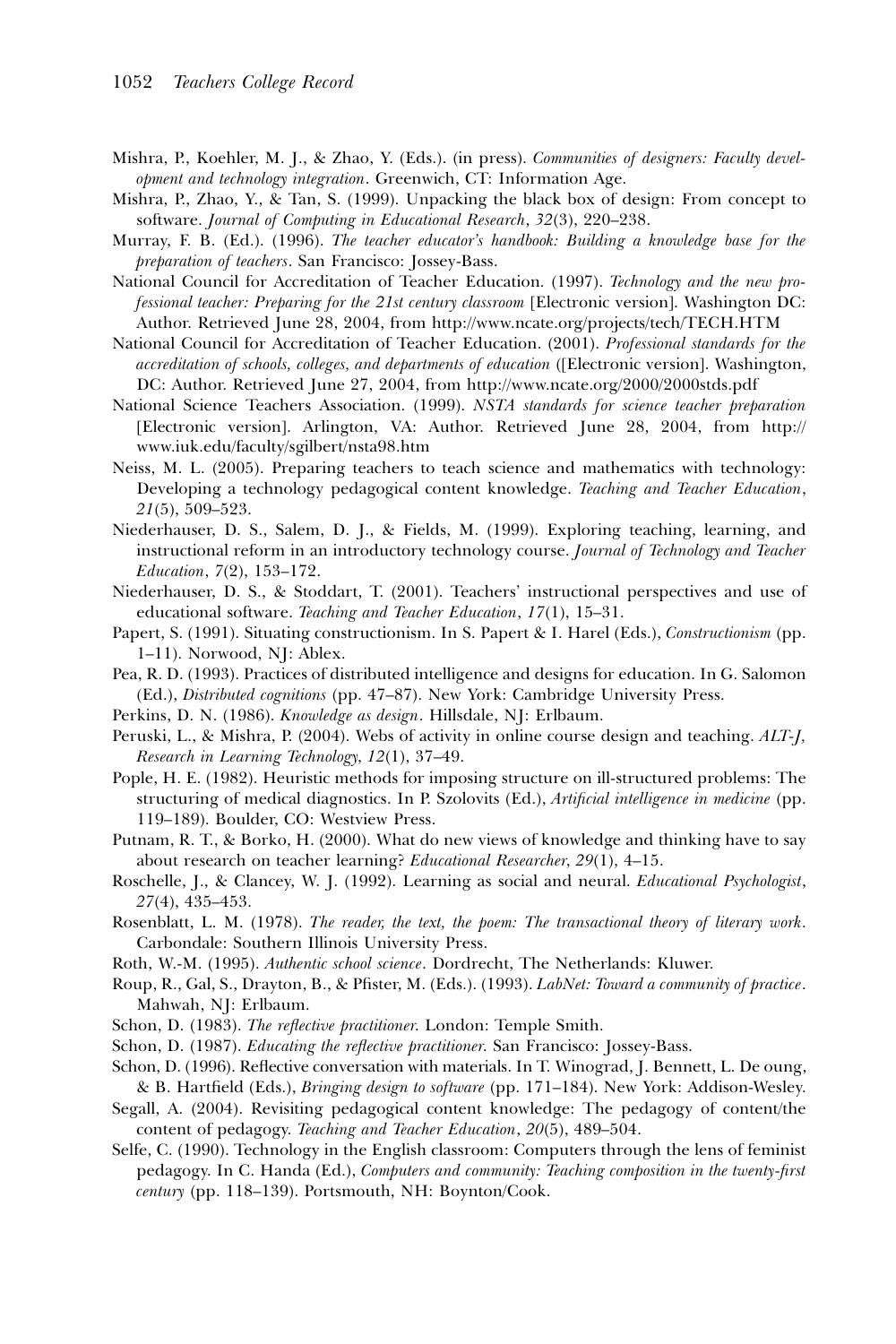Mishra, P., Koehler, M. J., & Zhao, Y. (Eds.). (in press). *Communities of designers: Faculty development and technology integration*. Greenwich, CT: Information Age.

Mishra, P., Zhao, Y., & Tan, S. (1999). Unpacking the black box of design: From concept to software. *Journal of Computing in Educational Research*, *32*(3), 220–238.

Murray, F. B. (Ed.). (1996). *The teacher educator's handbook: Building a knowledge base for the preparation of teachers*. San Francisco: Jossey-Bass.

National Council for Accreditation of Teacher Education. (1997). *Technology and the new professional teacher: Preparing for the 21st century classroom* [Electronic version]. Washington DC: Author. Retrieved June 28, 2004, from http://www.ncate.org/projects/tech/TECH.HTM

National Council for Accreditation of Teacher Education. (2001). *Professional standards for the accreditation of schools, colleges, and departments of education* ([Electronic version]. Washington, DC: Author. Retrieved June 27, 2004, from http://www.ncate.org/2000/2000stds.pdf

National Science Teachers Association. (1999). *NSTA standards for science teacher preparation* [Electronic version]. Arlington, VA: Author. Retrieved June 28, 2004, from http://www.iuk.edu/faculty/sgilbert/nsta98.htm

Neiss, M. L. (2005). Preparing teachers to teach science and mathematics with technology: Developing a technology pedagogical content knowledge. *Teaching and Teacher Education*, *21*(5), 509–523.

Niederhauser, D. S., Salem, D. J., & Fields, M. (1999). Exploring teaching, learning, and instructional reform in an introductory technology course. *Journal of Technology and Teacher Education*, *7*(2), 153–172.

Niederhauser, D. S., & Stoddart, T. (2001). Teachers' instructional perspectives and use of educational software. *Teaching and Teacher Education*, *17*(1), 15–31.

Papert, S. (1991). Situating constructionism. In S. Papert & I. Harel (Eds.), *Constructionism* (pp. 1–11). Norwood, NJ: Ablex.

Pea, R. D. (1993). Practices of distributed intelligence and designs for education. In G. Salomon (Ed.), *Distributed cognitions* (pp. 47–87). New York: Cambridge University Press.

Perkins, D. N. (1986). *Knowledge as design*. Hillsdale, NJ: Erlbaum.

Peruski, L., & Mishra, P. (2004). Webs of activity in online course design and teaching. *ALT-J, Research in Learning Technology*, *12*(1), 37–49.

Pople, H. E. (1982). Heuristic methods for imposing structure on ill-structured problems: The structuring of medical diagnostics. In P. Szolovits (Ed.), *Artificial intelligence in medicine* (pp. 119–189). Boulder, CO: Westview Press.

Putnam, R. T., & Borko, H. (2000). What do new views of knowledge and thinking have to say about research on teacher learning? *Educational Researcher*, *29*(1), 4–15.

Roschelle, J., & Clancey, W. J. (1992). Learning as social and neural. *Educational Psychologist*, *27*(4), 435–453.

Rosenblatt, L. M. (1978). *The reader, the text, the poem: The transactional theory of literary work*. Carbondale: Southern Illinois University Press.

Roth, W.-M. (1995). *Authentic school science*. Dordrecht, The Netherlands: Kluwer.

Roup, R., Gal, S., Drayton, B., & Pfister, M. (Eds.). (1993). *LabNet: Toward a community of practice*. Mahwah, NJ: Erlbaum.

Schon, D. (1983). *The reflective practitioner*. London: Temple Smith.

Schon, D. (1987). *Educating the reflective practitioner*. San Francisco: Jossey-Bass.

Schon, D. (1996). Reflective conversation with materials. In T. Winograd, J. Bennett, L. De oung, & B. Hartfield (Eds.), *Bringing design to software* (pp. 171–184). New York: Addison-Wesley.

Segall, A. (2004). Revisiting pedagogical content knowledge: The pedagogy of content/the content of pedagogy. *Teaching and Teacher Education*, *20*(5), 489–504.

Selfe, C. (1990). Technology in the English classroom: Computers through the lens of feminist pedagogy. In C. Handa (Ed.), *Computers and community: Teaching composition in the twenty-first century* (pp. 118–139). Portsmouth, NH: Boynton/Cook.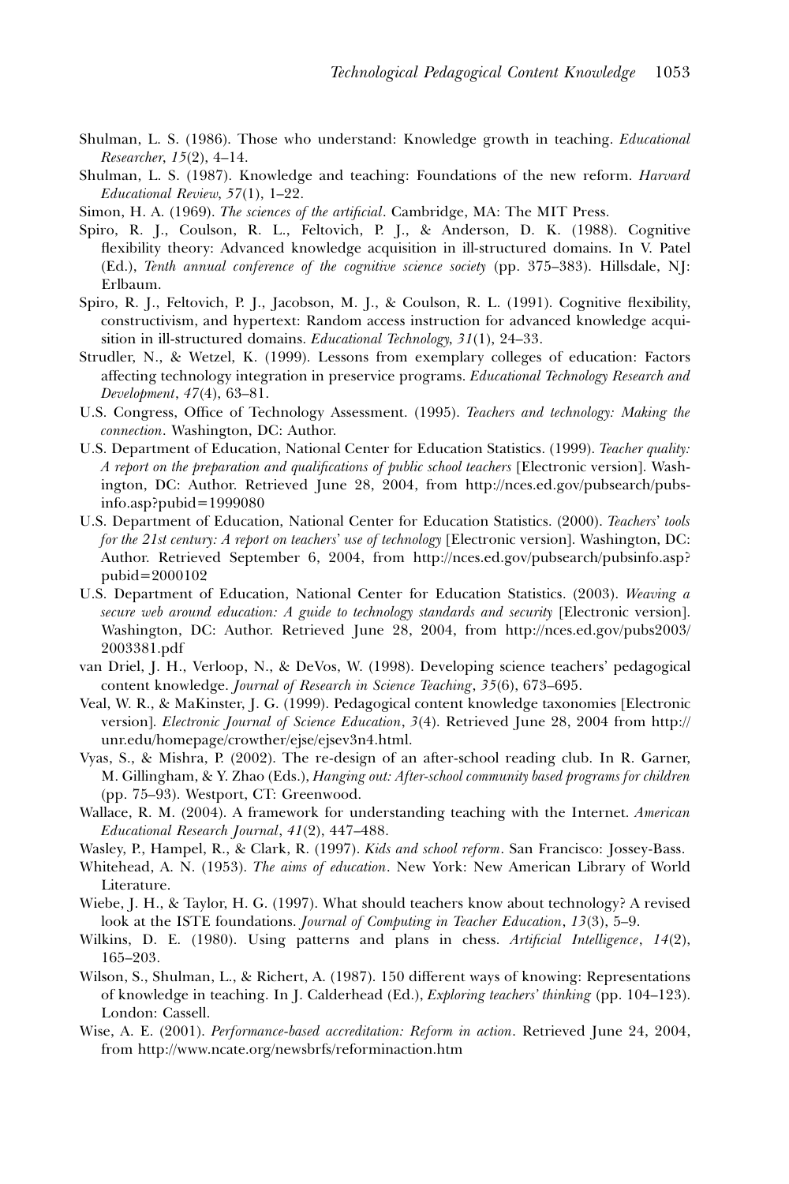Shulman, L. S. (1986). Those who understand: Knowledge growth in teaching. *Educational Researcher*, *15*(2), 4–14.

Shulman, L. S. (1987). Knowledge and teaching: Foundations of the new reform. *Harvard Educational Review*, *57*(1), 1–22.

Simon, H. A. (1969). *The sciences of the artificial*. Cambridge, MA: The MIT Press.

Spiro, R. J., Coulson, R. L., Feltovich, P. J., & Anderson, D. K. (1988). Cognitive flexibility theory: Advanced knowledge acquisition in ill-structured domains. In V. Patel (Ed.), *Tenth annual conference of the cognitive science society* (pp. 375–383). Hillsdale, NJ: Erlbaum.

Spiro, R. J., Feltovich, P. J., Jacobson, M. J., & Coulson, R. L. (1991). Cognitive flexibility, constructivism, and hypertext: Random access instruction for advanced knowledge acquisition in ill-structured domains. *Educational Technology*, *31*(1), 24–33.

Strudler, N., & Wetzel, K. (1999). Lessons from exemplary colleges of education: Factors affecting technology integration in preservice programs. *Educational Technology Research and Development*, *47*(4), 63–81.

U.S. Congress, Office of Technology Assessment. (1995). *Teachers and technology: Making the connection*. Washington, DC: Author.

U.S. Department of Education, National Center for Education Statistics. (1999). *Teacher quality: A report on the preparation and qualifications of public school teachers* [Electronic version]. Washington, DC: Author. Retrieved June 28, 2004, from http://nces.ed.gov/pubsearch/pubsinfo.asp?pubid=1999080

U.S. Department of Education, National Center for Education Statistics. (2000). *Teachers' tools for the 21st century: A report on teachers' use of technology* [Electronic version]. Washington, DC: Author. Retrieved September 6, 2004, from http://nces.ed.gov/pubsearch/pubsinfo.asp?pubid=2000102

U.S. Department of Education, National Center for Education Statistics. (2003). *Weaving a secure web around education: A guide to technology standards and security* [Electronic version]. Washington, DC: Author. Retrieved June 28, 2004, from http://nces.ed.gov/pubs2003/2003381.pdf

van Driel, J. H., Verloop, N., & DeVos, W. (1998). Developing science teachers' pedagogical content knowledge. *Journal of Research in Science Teaching*, *35*(6), 673–695.

Veal, W. R., & MaKinster, J. G. (1999). Pedagogical content knowledge taxonomies [Electronic version]. *Electronic Journal of Science Education*, *3*(4). Retrieved June 28, 2004 from http://unr.edu/homepage/crowther/ejse/ejsev3n4.html.

Vyas, S., & Mishra, P. (2002). The re-design of an after-school reading club. In R. Garner, M. Gillingham, & Y. Zhao (Eds.), *Hanging out: After-school community based programs for children* (pp. 75–93). Westport, CT: Greenwood.

Wallace, R. M. (2004). A framework for understanding teaching with the Internet. *American Educational Research Journal*, *41*(2), 447–488.

Wasley, P., Hampel, R., & Clark, R. (1997). *Kids and school reform*. San Francisco: Jossey-Bass.

Whitehead, A. N. (1953). *The aims of education*. New York: New American Library of World Literature.

Wiebe, J. H., & Taylor, H. G. (1997). What should teachers know about technology? A revised look at the ISTE foundations. *Journal of Computing in Teacher Education*, *13*(3), 5–9.

Wilkins, D. E. (1980). Using patterns and plans in chess. *Artificial Intelligence*, *14*(2), 165–203.

Wilson, S., Shulman, L., & Richert, A. (1987). 150 different ways of knowing: Representations of knowledge in teaching. In J. Calderhead (Ed.), *Exploring teachers' thinking* (pp. 104–123). London: Cassell.

Wise, A. E. (2001). *Performance-based accreditation: Reform in action*. Retrieved June 24, 2004, from http://www.ncate.org/newsbrfs/reforminaction.htm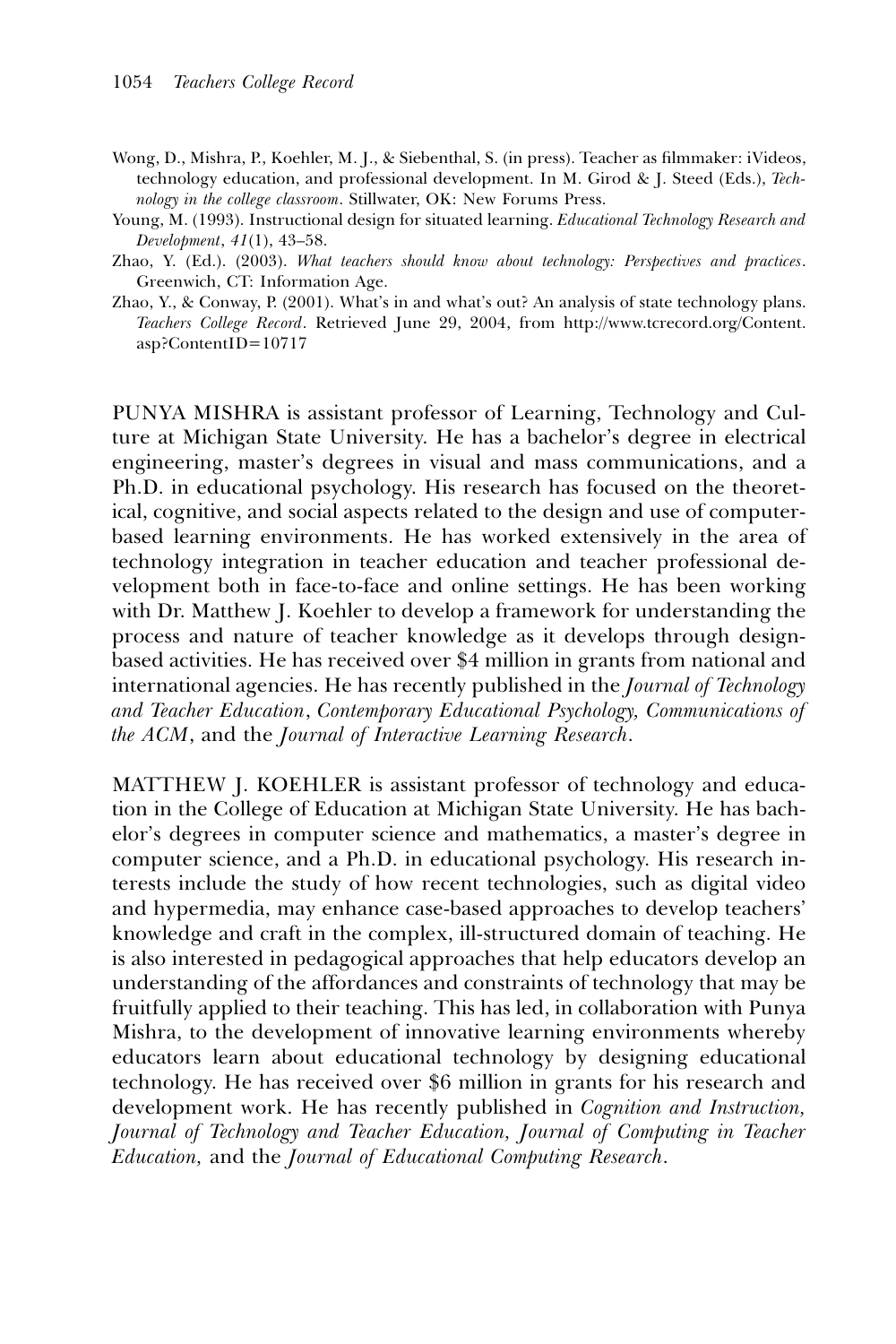Wong, D., Mishra, P., Koehler, M. J., & Siebenthal, S. (in press). Teacher as filmmaker: iVideos, technology education, and professional development. In M. Girod & J. Steed (Eds.), *Technology in the college classroom*. Stillwater, OK: New Forums Press.

Young, M. (1993). Instructional design for situated learning. *Educational Technology Research and Development*, *41*(1), 43–58.

Zhao, Y. (Ed.). (2003). *What teachers should know about technology: Perspectives and practices*. Greenwich, CT: Information Age.

Zhao, Y., & Conway, P. (2001). What's in and what's out? An analysis of state technology plans. *Teachers College Record*. Retrieved June 29, 2004, from http://www.tcrecord.org/Content.asp?ContentID=10717

PUNYA MISHRA is assistant professor of Learning, Technology and Culture at Michigan State University. He has a bachelor's degree in electrical engineering, master's degrees in visual and mass communications, and a Ph.D. in educational psychology. His research has focused on the theoretical, cognitive, and social aspects related to the design and use of computer-based learning environments. He has worked extensively in the area of technology integration in teacher education and teacher professional development both in face-to-face and online settings. He has been working with Dr. Matthew J. Koehler to develop a framework for understanding the process and nature of teacher knowledge as it develops through design-based activities. He has received over $4 million in grants from national and international agencies. He has recently published in the *Journal of Technology and Teacher Education*, *Contemporary Educational Psychology, Communications of the ACM*, and the *Journal of Interactive Learning Research*.

MATTHEW J. KOEHLER is assistant professor of technology and education in the College of Education at Michigan State University. He has bachelor's degrees in computer science and mathematics, a master's degree in computer science, and a Ph.D. in educational psychology. His research interests include the study of how recent technologies, such as digital video and hypermedia, may enhance case-based approaches to develop teachers' knowledge and craft in the complex, ill-structured domain of teaching. He is also interested in pedagogical approaches that help educators develop an understanding of the affordances and constraints of technology that may be fruitfully applied to their teaching. This has led, in collaboration with Punya Mishra, to the development of innovative learning environments whereby educators learn about educational technology by designing educational technology. He has received over $6 million in grants for his research and development work. He has recently published in *Cognition and Instruction, Journal of Technology and Teacher Education, Journal of Computing in Teacher Education,* and the *Journal of Educational Computing Research*.